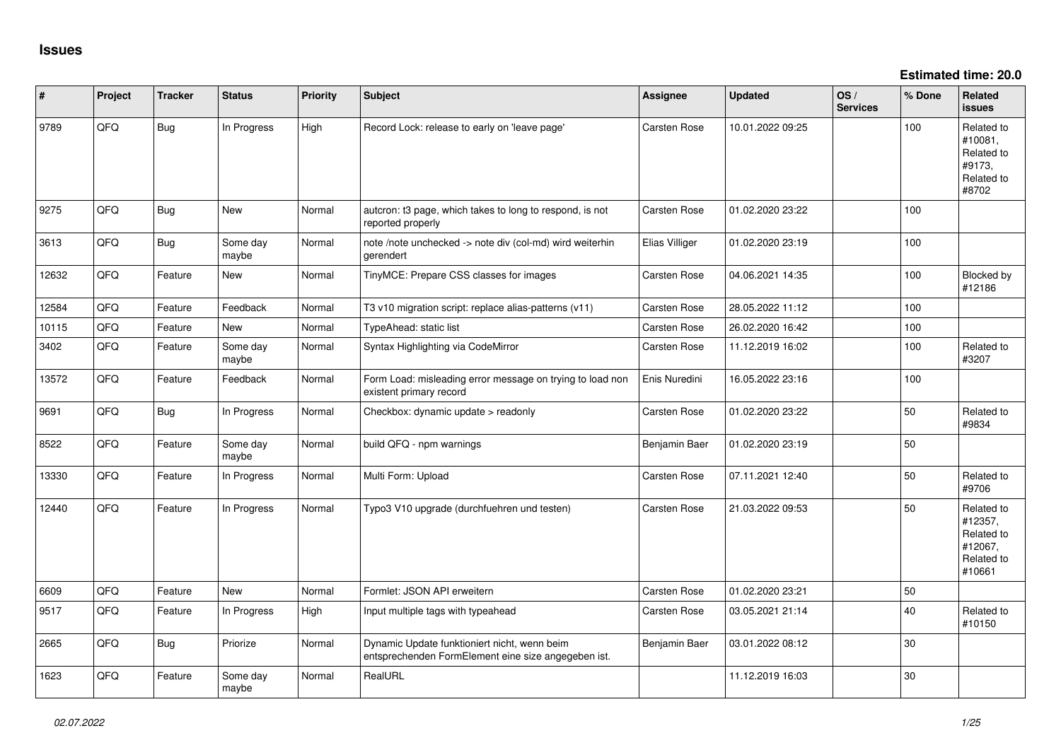# Issues

**Estimated time: 20.0**

| # | Project | Tracker | Status | Priority | Subject | Assignee | Updated | OS / Services | % Done | Related issues |
|---|---|---|---|---|---|---|---|---|---|---|
| 9789 | QFQ | Bug | In Progress | High | Record Lock: release to early on 'leave page' | Carsten Rose | 10.01.2022 09:25 | | 100 | Related to #10081, Related to #9173, Related to #8702 |
| 9275 | QFQ | Bug | New | Normal | autcron: t3 page, which takes to long to respond, is not reported properly | Carsten Rose | 01.02.2020 23:22 | | 100 | |
| 3613 | QFQ | Bug | Some day maybe | Normal | note /note unchecked -> note div (col-md) wird weiterhin gerendert | Elias Villiger | 01.02.2020 23:19 | | 100 | |
| 12632 | QFQ | Feature | New | Normal | TinyMCE: Prepare CSS classes for images | Carsten Rose | 04.06.2021 14:35 | | 100 | Blocked by #12186 |
| 12584 | QFQ | Feature | Feedback | Normal | T3 v10 migration script: replace alias-patterns (v11) | Carsten Rose | 28.05.2022 11:12 | | 100 | |
| 10115 | QFQ | Feature | New | Normal | TypeAhead: static list | Carsten Rose | 26.02.2020 16:42 | | 100 | |
| 3402 | QFQ | Feature | Some day maybe | Normal | Syntax Highlighting via CodeMirror | Carsten Rose | 11.12.2019 16:02 | | 100 | Related to #3207 |
| 13572 | QFQ | Feature | Feedback | Normal | Form Load: misleading error message on trying to load non existent primary record | Enis Nuredini | 16.05.2022 23:16 | | 100 | |
| 9691 | QFQ | Bug | In Progress | Normal | Checkbox: dynamic update > readonly | Carsten Rose | 01.02.2020 23:22 | | 50 | Related to #9834 |
| 8522 | QFQ | Feature | Some day maybe | Normal | build QFQ - npm warnings | Benjamin Baer | 01.02.2020 23:19 | | 50 | |
| 13330 | QFQ | Feature | In Progress | Normal | Multi Form: Upload | Carsten Rose | 07.11.2021 12:40 | | 50 | Related to #9706 |
| 12440 | QFQ | Feature | In Progress | Normal | Typo3 V10 upgrade (durchfuehren und testen) | Carsten Rose | 21.03.2022 09:53 | | 50 | Related to #12357, Related to #12067, Related to #10661 |
| 6609 | QFQ | Feature | New | Normal | Formlet: JSON API erweitern | Carsten Rose | 01.02.2020 23:21 | | 50 | |
| 9517 | QFQ | Feature | In Progress | High | Input multiple tags with typeahead | Carsten Rose | 03.05.2021 21:14 | | 40 | Related to #10150 |
| 2665 | QFQ | Bug | Priorize | Normal | Dynamic Update funktioniert nicht, wenn beim entsprechenden FormElement eine size angegeben ist. | Benjamin Baer | 03.01.2022 08:12 | | 30 | |
| 1623 | QFQ | Feature | Some day maybe | Normal | RealURL | | 11.12.2019 16:03 | | 30 | |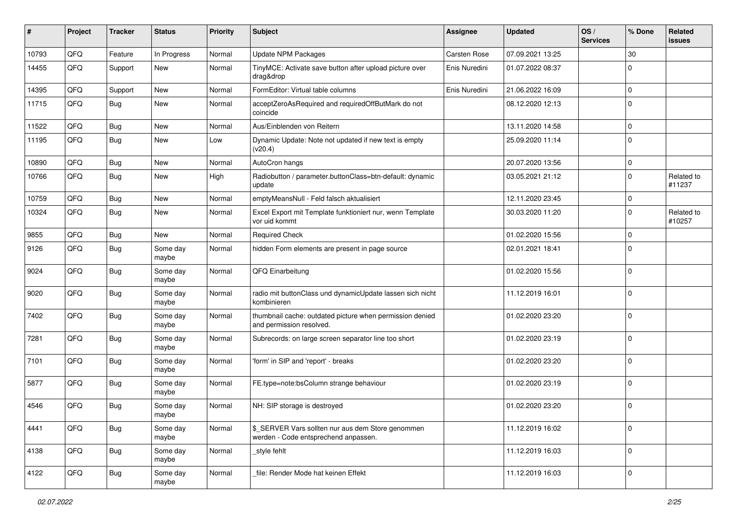| # | Project | Tracker | Status | Priority | Subject | Assignee | Updated | OS / Services | % Done | Related issues |
|---|---|---|---|---|---|---|---|---|---|---|
| 10793 | QFQ | Feature | In Progress | Normal | Update NPM Packages | Carsten Rose | 07.09.2021 13:25 | | 30 | |
| 14455 | QFQ | Support | New | Normal | TinyMCE: Activate save button after upload picture over drag&drop | Enis Nuredini | 01.07.2022 08:37 | | 0 | |
| 14395 | QFQ | Support | New | Normal | FormEditor: Virtual table columns | Enis Nuredini | 21.06.2022 16:09 | | 0 | |
| 11715 | QFQ | Bug | New | Normal | acceptZeroAsRequired and requiredOffButMark do not coincide | | 08.12.2020 12:13 | | 0 | |
| 11522 | QFQ | Bug | New | Normal | Aus/Einblenden von Reitern | | 13.11.2020 14:58 | | 0 | |
| 11195 | QFQ | Bug | New | Low | Dynamic Update: Note not updated if new text is empty (v20.4) | | 25.09.2020 11:14 | | 0 | |
| 10890 | QFQ | Bug | New | Normal | AutoCron hangs | | 20.07.2020 13:56 | | 0 | |
| 10766 | QFQ | Bug | New | High | Radiobutton / parameter.buttonClass=btn-default: dynamic update | | 03.05.2021 21:12 | | 0 | Related to #11237 |
| 10759 | QFQ | Bug | New | Normal | emptyMeansNull - Feld falsch aktualisiert | | 12.11.2020 23:45 | | 0 | |
| 10324 | QFQ | Bug | New | Normal | Excel Export mit Template funktioniert nur, wenn Template vor uid kommt | | 30.03.2020 11:20 | | 0 | Related to #10257 |
| 9855 | QFQ | Bug | New | Normal | Required Check | | 01.02.2020 15:56 | | 0 | |
| 9126 | QFQ | Bug | Some day maybe | Normal | hidden Form elements are present in page source | | 02.01.2021 18:41 | | 0 | |
| 9024 | QFQ | Bug | Some day maybe | Normal | QFQ Einarbeitung | | 01.02.2020 15:56 | | 0 | |
| 9020 | QFQ | Bug | Some day maybe | Normal | radio mit buttonClass und dynamicUpdate lassen sich nicht kombinieren | | 11.12.2019 16:01 | | 0 | |
| 7402 | QFQ | Bug | Some day maybe | Normal | thumbnail cache: outdated picture when permission denied and permission resolved. | | 01.02.2020 23:20 | | 0 | |
| 7281 | QFQ | Bug | Some day maybe | Normal | Subrecords: on large screen separator line too short | | 01.02.2020 23:19 | | 0 | |
| 7101 | QFQ | Bug | Some day maybe | Normal | 'form' in SIP and 'report' - breaks | | 01.02.2020 23:20 | | 0 | |
| 5877 | QFQ | Bug | Some day maybe | Normal | FE.type=note:bsColumn strange behaviour | | 01.02.2020 23:19 | | 0 | |
| 4546 | QFQ | Bug | Some day maybe | Normal | NH: SIP storage is destroyed | | 01.02.2020 23:20 | | 0 | |
| 4441 | QFQ | Bug | Some day maybe | Normal | $_SERVER Vars sollten nur aus dem Store genommen werden - Code entsprechend anpassen. | | 11.12.2019 16:02 | | 0 | |
| 4138 | QFQ | Bug | Some day maybe | Normal | _style fehlt | | 11.12.2019 16:03 | | 0 | |
| 4122 | QFQ | Bug | Some day maybe | Normal | _file: Render Mode hat keinen Effekt | | 11.12.2019 16:03 | | 0 | |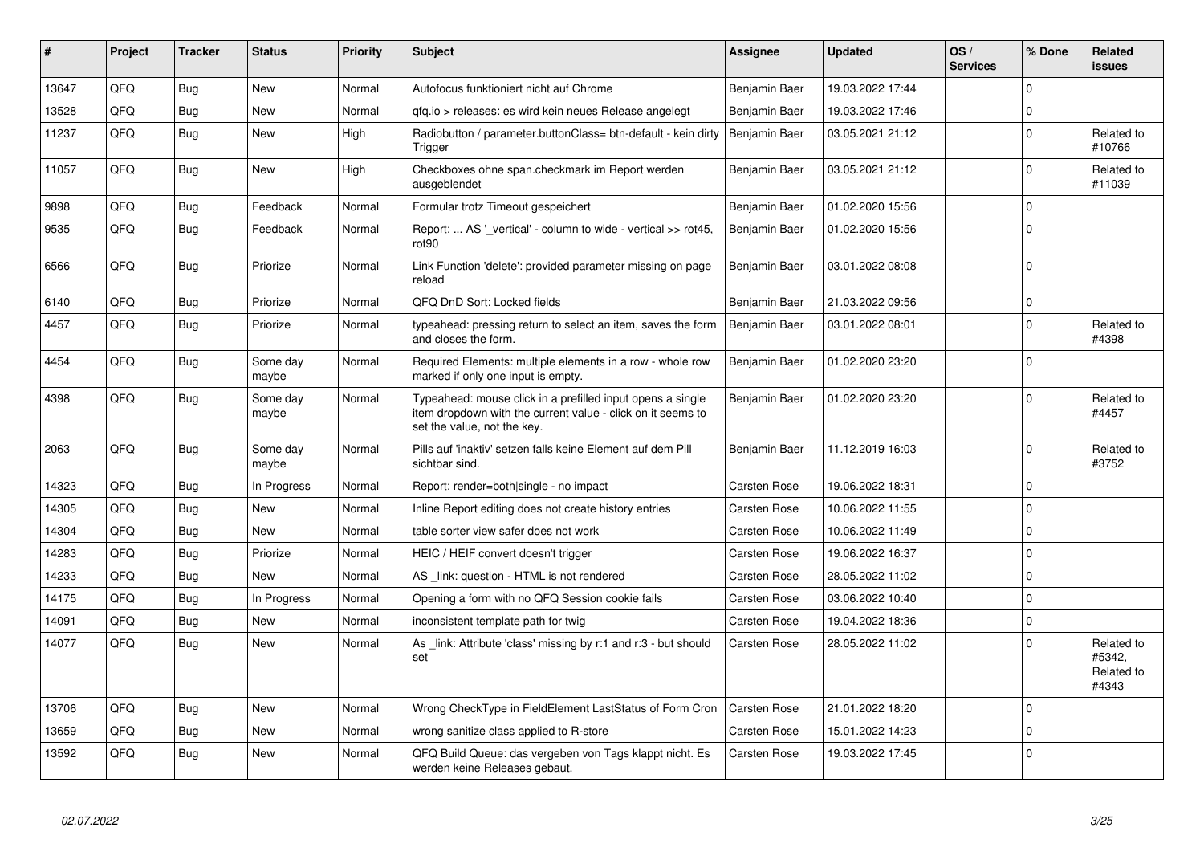| # | Project | Tracker | Status | Priority | Subject | Assignee | Updated | OS / Services | % Done | Related issues |
|---|---|---|---|---|---|---|---|---|---|---|
| 13647 | QFQ | Bug | New | Normal | Autofocus funktioniert nicht auf Chrome | Benjamin Baer | 19.03.2022 17:44 | | 0 | |
| 13528 | QFQ | Bug | New | Normal | qfq.io > releases: es wird kein neues Release angelegt | Benjamin Baer | 19.03.2022 17:46 | | 0 | |
| 11237 | QFQ | Bug | New | High | Radiobutton / parameter.buttonClass= btn-default - kein dirty Trigger | Benjamin Baer | 03.05.2021 21:12 | | 0 | Related to #10766 |
| 11057 | QFQ | Bug | New | High | Checkboxes ohne span.checkmark im Report werden ausgeblendet | Benjamin Baer | 03.05.2021 21:12 | | 0 | Related to #11039 |
| 9898 | QFQ | Bug | Feedback | Normal | Formular trotz Timeout gespeichert | Benjamin Baer | 01.02.2020 15:56 | | 0 | |
| 9535 | QFQ | Bug | Feedback | Normal | Report: ... AS '_vertical' - column to wide - vertical >> rot45, rot90 | Benjamin Baer | 01.02.2020 15:56 | | 0 | |
| 6566 | QFQ | Bug | Priorize | Normal | Link Function 'delete': provided parameter missing on page reload | Benjamin Baer | 03.01.2022 08:08 | | 0 | |
| 6140 | QFQ | Bug | Priorize | Normal | QFQ DnD Sort: Locked fields | Benjamin Baer | 21.03.2022 09:56 | | 0 | |
| 4457 | QFQ | Bug | Priorize | Normal | typeahead: pressing return to select an item, saves the form and closes the form. | Benjamin Baer | 03.01.2022 08:01 | | 0 | Related to #4398 |
| 4454 | QFQ | Bug | Some day maybe | Normal | Required Elements: multiple elements in a row - whole row marked if only one input is empty. | Benjamin Baer | 01.02.2020 23:20 | | 0 | |
| 4398 | QFQ | Bug | Some day maybe | Normal | Typeahead: mouse click in a prefilled input opens a single item dropdown with the current value - click on it seems to set the value, not the key. | Benjamin Baer | 01.02.2020 23:20 | | 0 | Related to #4457 |
| 2063 | QFQ | Bug | Some day maybe | Normal | Pills auf 'inaktiv' setzen falls keine Element auf dem Pill sichtbar sind. | Benjamin Baer | 11.12.2019 16:03 | | 0 | Related to #3752 |
| 14323 | QFQ | Bug | In Progress | Normal | Report: render=both\|single - no impact | Carsten Rose | 19.06.2022 18:31 | | 0 | |
| 14305 | QFQ | Bug | New | Normal | Inline Report editing does not create history entries | Carsten Rose | 10.06.2022 11:55 | | 0 | |
| 14304 | QFQ | Bug | New | Normal | table sorter view safer does not work | Carsten Rose | 10.06.2022 11:49 | | 0 | |
| 14283 | QFQ | Bug | Priorize | Normal | HEIC / HEIF convert doesn't trigger | Carsten Rose | 19.06.2022 16:37 | | 0 | |
| 14233 | QFQ | Bug | New | Normal | AS _link: question - HTML is not rendered | Carsten Rose | 28.05.2022 11:02 | | 0 | |
| 14175 | QFQ | Bug | In Progress | Normal | Opening a form with no QFQ Session cookie fails | Carsten Rose | 03.06.2022 10:40 | | 0 | |
| 14091 | QFQ | Bug | New | Normal | inconsistent template path for twig | Carsten Rose | 19.04.2022 18:36 | | 0 | |
| 14077 | QFQ | Bug | New | Normal | As _link: Attribute 'class' missing by r:1 and r:3 - but should set | Carsten Rose | 28.05.2022 11:02 | | 0 | Related to #5342, Related to #4343 |
| 13706 | QFQ | Bug | New | Normal | Wrong CheckType in FieldElement LastStatus of Form Cron | Carsten Rose | 21.01.2022 18:20 | | 0 | |
| 13659 | QFQ | Bug | New | Normal | wrong sanitize class applied to R-store | Carsten Rose | 15.01.2022 14:23 | | 0 | |
| 13592 | QFQ | Bug | New | Normal | QFQ Build Queue: das vergeben von Tags klappt nicht. Es werden keine Releases gebaut. | Carsten Rose | 19.03.2022 17:45 | | 0 | |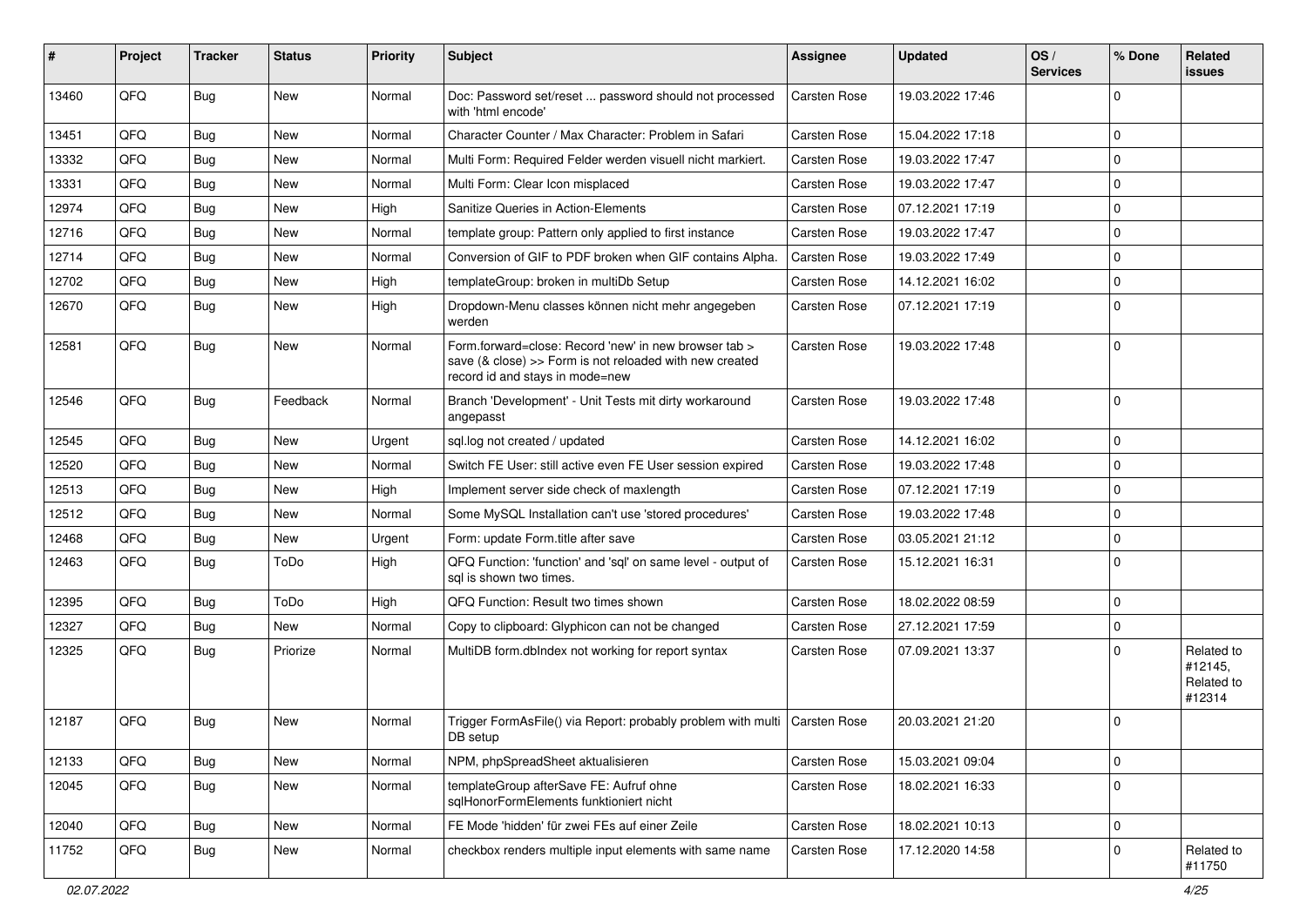| # | Project | Tracker | Status | Priority | Subject | Assignee | Updated | OS / Services | % Done | Related issues |
|---|---|---|---|---|---|---|---|---|---|---|
| 13460 | QFQ | Bug | New | Normal | Doc: Password set/reset ... password should not processed with 'html encode' | Carsten Rose | 19.03.2022 17:46 | | 0 | |
| 13451 | QFQ | Bug | New | Normal | Character Counter / Max Character: Problem in Safari | Carsten Rose | 15.04.2022 17:18 | | 0 | |
| 13332 | QFQ | Bug | New | Normal | Multi Form: Required Felder werden visuell nicht markiert. | Carsten Rose | 19.03.2022 17:47 | | 0 | |
| 13331 | QFQ | Bug | New | Normal | Multi Form: Clear Icon misplaced | Carsten Rose | 19.03.2022 17:47 | | 0 | |
| 12974 | QFQ | Bug | New | High | Sanitize Queries in Action-Elements | Carsten Rose | 07.12.2021 17:19 | | 0 | |
| 12716 | QFQ | Bug | New | Normal | template group: Pattern only applied to first instance | Carsten Rose | 19.03.2022 17:47 | | 0 | |
| 12714 | QFQ | Bug | New | Normal | Conversion of GIF to PDF broken when GIF contains Alpha. | Carsten Rose | 19.03.2022 17:49 | | 0 | |
| 12702 | QFQ | Bug | New | High | templateGroup: broken in multiDb Setup | Carsten Rose | 14.12.2021 16:02 | | 0 | |
| 12670 | QFQ | Bug | New | High | Dropdown-Menu classes können nicht mehr angegeben werden | Carsten Rose | 07.12.2021 17:19 | | 0 | |
| 12581 | QFQ | Bug | New | Normal | Form.forward=close: Record 'new' in new browser tab > save (& close) >> Form is not reloaded with new created record id and stays in mode=new | Carsten Rose | 19.03.2022 17:48 | | 0 | |
| 12546 | QFQ | Bug | Feedback | Normal | Branch 'Development' - Unit Tests mit dirty workaround angepasst | Carsten Rose | 19.03.2022 17:48 | | 0 | |
| 12545 | QFQ | Bug | New | Urgent | sql.log not created / updated | Carsten Rose | 14.12.2021 16:02 | | 0 | |
| 12520 | QFQ | Bug | New | Normal | Switch FE User: still active even FE User session expired | Carsten Rose | 19.03.2022 17:48 | | 0 | |
| 12513 | QFQ | Bug | New | High | Implement server side check of maxlength | Carsten Rose | 07.12.2021 17:19 | | 0 | |
| 12512 | QFQ | Bug | New | Normal | Some MySQL Installation can't use 'stored procedures' | Carsten Rose | 19.03.2022 17:48 | | 0 | |
| 12468 | QFQ | Bug | New | Urgent | Form: update Form.title after save | Carsten Rose | 03.05.2021 21:12 | | 0 | |
| 12463 | QFQ | Bug | ToDo | High | QFQ Function: 'function' and 'sql' on same level - output of sql is shown two times. | Carsten Rose | 15.12.2021 16:31 | | 0 | |
| 12395 | QFQ | Bug | ToDo | High | QFQ Function: Result two times shown | Carsten Rose | 18.02.2022 08:59 | | 0 | |
| 12327 | QFQ | Bug | New | Normal | Copy to clipboard: Glyphicon can not be changed | Carsten Rose | 27.12.2021 17:59 | | 0 | |
| 12325 | QFQ | Bug | Priorize | Normal | MultiDB form.dbIndex not working for report syntax | Carsten Rose | 07.09.2021 13:37 | | 0 | Related to #12145, Related to #12314 |
| 12187 | QFQ | Bug | New | Normal | Trigger FormAsFile() via Report: probably problem with multi DB setup | Carsten Rose | 20.03.2021 21:20 | | 0 | |
| 12133 | QFQ | Bug | New | Normal | NPM, phpSpreadSheet aktualisieren | Carsten Rose | 15.03.2021 09:04 | | 0 | |
| 12045 | QFQ | Bug | New | Normal | templateGroup afterSave FE: Aufruf ohne sqlHonorFormElements funktioniert nicht | Carsten Rose | 18.02.2021 16:33 | | 0 | |
| 12040 | QFQ | Bug | New | Normal | FE Mode 'hidden' für zwei FEs auf einer Zeile | Carsten Rose | 18.02.2021 10:13 | | 0 | |
| 11752 | QFQ | Bug | New | Normal | checkbox renders multiple input elements with same name | Carsten Rose | 17.12.2020 14:58 | | 0 | Related to #11750 |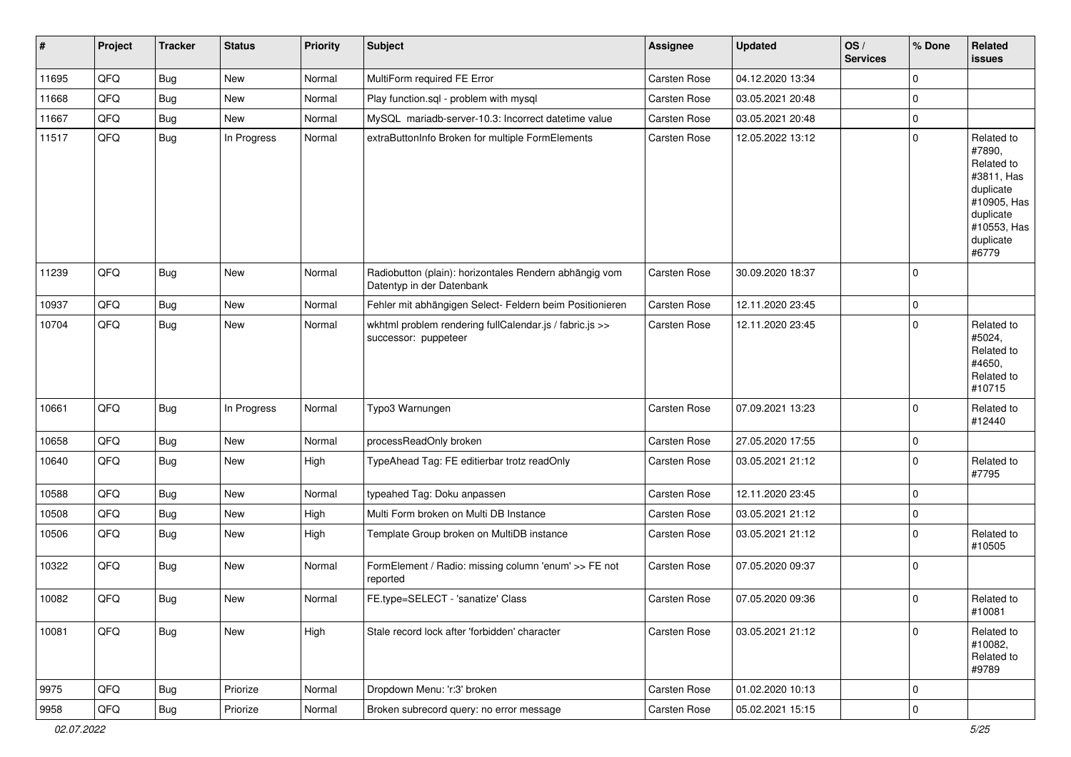| # | Project | Tracker | Status | Priority | Subject | Assignee | Updated | OS / Services | % Done | Related issues |
|---|---|---|---|---|---|---|---|---|---|---|
| 11695 | QFQ | Bug | New | Normal | MultiForm required FE Error | Carsten Rose | 04.12.2020 13:34 | | 0 | |
| 11668 | QFQ | Bug | New | Normal | Play function.sql - problem with mysql | Carsten Rose | 03.05.2021 20:48 | | 0 | |
| 11667 | QFQ | Bug | New | Normal | MySQL mariadb-server-10.3: Incorrect datetime value | Carsten Rose | 03.05.2021 20:48 | | 0 | |
| 11517 | QFQ | Bug | In Progress | Normal | extraButtonInfo Broken for multiple FormElements | Carsten Rose | 12.05.2022 13:12 | | 0 | Related to #7890, Related to #3811, Has duplicate #10905, Has duplicate #10553, Has duplicate #6779 |
| 11239 | QFQ | Bug | New | Normal | Radiobutton (plain): horizontales Rendern abhängig vom Datentyp in der Datenbank | Carsten Rose | 30.09.2020 18:37 | | 0 | |
| 10937 | QFQ | Bug | New | Normal | Fehler mit abhängigen Select- Feldern beim Positionieren | Carsten Rose | 12.11.2020 23:45 | | 0 | |
| 10704 | QFQ | Bug | New | Normal | wkhtml problem rendering fullCalendar.js / fabric.js >> successor: puppeteer | Carsten Rose | 12.11.2020 23:45 | | 0 | Related to #5024, Related to #4650, Related to #10715 |
| 10661 | QFQ | Bug | In Progress | Normal | Typo3 Warnungen | Carsten Rose | 07.09.2021 13:23 | | 0 | Related to #12440 |
| 10658 | QFQ | Bug | New | Normal | processReadOnly broken | Carsten Rose | 27.05.2020 17:55 | | 0 | |
| 10640 | QFQ | Bug | New | High | TypeAhead Tag: FE editierbar trotz readOnly | Carsten Rose | 03.05.2021 21:12 | | 0 | Related to #7795 |
| 10588 | QFQ | Bug | New | Normal | typeahed Tag: Doku anpassen | Carsten Rose | 12.11.2020 23:45 | | 0 | |
| 10508 | QFQ | Bug | New | High | Multi Form broken on Multi DB Instance | Carsten Rose | 03.05.2021 21:12 | | 0 | |
| 10506 | QFQ | Bug | New | High | Template Group broken on MultiDB instance | Carsten Rose | 03.05.2021 21:12 | | 0 | Related to #10505 |
| 10322 | QFQ | Bug | New | Normal | FormElement / Radio: missing column 'enum' >> FE not reported | Carsten Rose | 07.05.2020 09:37 | | 0 | |
| 10082 | QFQ | Bug | New | Normal | FE.type=SELECT - 'sanatize' Class | Carsten Rose | 07.05.2020 09:36 | | 0 | Related to #10081 |
| 10081 | QFQ | Bug | New | High | Stale record lock after 'forbidden' character | Carsten Rose | 03.05.2021 21:12 | | 0 | Related to #10082, Related to #9789 |
| 9975 | QFQ | Bug | Priorize | Normal | Dropdown Menu: 'r:3' broken | Carsten Rose | 01.02.2020 10:13 | | 0 | |
| 9958 | QFQ | Bug | Priorize | Normal | Broken subrecord query: no error message | Carsten Rose | 05.02.2021 15:15 | | 0 | |

*02.07.2022*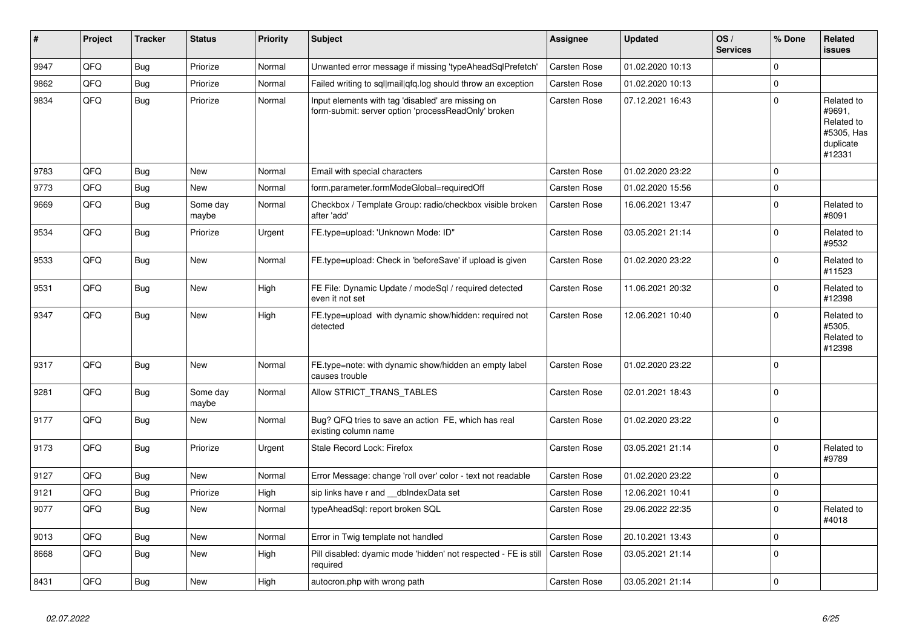| # | Project | Tracker | Status | Priority | Subject | Assignee | Updated | OS / Services | % Done | Related issues |
|---|---|---|---|---|---|---|---|---|---|---|
| 9947 | QFQ | Bug | Priorize | Normal | Unwanted error message if missing 'typeAheadSqlPrefetch' | Carsten Rose | 01.02.2020 10:13 | | 0 | |
| 9862 | QFQ | Bug | Priorize | Normal | Failed writing to sql\|mail\|qfq.log should throw an exception | Carsten Rose | 01.02.2020 10:13 | | 0 | |
| 9834 | QFQ | Bug | Priorize | Normal | Input elements with tag 'disabled' are missing on form-submit: server option 'processReadOnly' broken | Carsten Rose | 07.12.2021 16:43 | | 0 | Related to #9691, Related to #5305, Has duplicate #12331 |
| 9783 | QFQ | Bug | New | Normal | Email with special characters | Carsten Rose | 01.02.2020 23:22 | | 0 | |
| 9773 | QFQ | Bug | New | Normal | form.parameter.formModeGlobal=requiredOff | Carsten Rose | 01.02.2020 15:56 | | 0 | |
| 9669 | QFQ | Bug | Some day maybe | Normal | Checkbox / Template Group: radio/checkbox visible broken after 'add' | Carsten Rose | 16.06.2021 13:47 | | 0 | Related to #8091 |
| 9534 | QFQ | Bug | Priorize | Urgent | FE.type=upload: 'Unknown Mode: ID" | Carsten Rose | 03.05.2021 21:14 | | 0 | Related to #9532 |
| 9533 | QFQ | Bug | New | Normal | FE.type=upload: Check in 'beforeSave' if upload is given | Carsten Rose | 01.02.2020 23:22 | | 0 | Related to #11523 |
| 9531 | QFQ | Bug | New | High | FE File: Dynamic Update / modeSql / required detected even it not set | Carsten Rose | 11.06.2021 20:32 | | 0 | Related to #12398 |
| 9347 | QFQ | Bug | New | High | FE.type=upload with dynamic show/hidden: required not detected | Carsten Rose | 12.06.2021 10:40 | | 0 | Related to #5305, Related to #12398 |
| 9317 | QFQ | Bug | New | Normal | FE.type=note: with dynamic show/hidden an empty label causes trouble | Carsten Rose | 01.02.2020 23:22 | | 0 | |
| 9281 | QFQ | Bug | Some day maybe | Normal | Allow STRICT_TRANS_TABLES | Carsten Rose | 02.01.2021 18:43 | | 0 | |
| 9177 | QFQ | Bug | New | Normal | Bug? QFQ tries to save an action FE, which has real existing column name | Carsten Rose | 01.02.2020 23:22 | | 0 | |
| 9173 | QFQ | Bug | Priorize | Urgent | Stale Record Lock: Firefox | Carsten Rose | 03.05.2021 21:14 | | 0 | Related to #9789 |
| 9127 | QFQ | Bug | New | Normal | Error Message: change 'roll over' color - text not readable | Carsten Rose | 01.02.2020 23:22 | | 0 | |
| 9121 | QFQ | Bug | Priorize | High | sip links have r and __dbIndexData set | Carsten Rose | 12.06.2021 10:41 | | 0 | |
| 9077 | QFQ | Bug | New | Normal | typeAheadSql: report broken SQL | Carsten Rose | 29.06.2022 22:35 | | 0 | Related to #4018 |
| 9013 | QFQ | Bug | New | Normal | Error in Twig template not handled | Carsten Rose | 20.10.2021 13:43 | | 0 | |
| 8668 | QFQ | Bug | New | High | Pill disabled: dyamic mode 'hidden' not respected - FE is still required | Carsten Rose | 03.05.2021 21:14 | | 0 | |
| 8431 | QFQ | Bug | New | High | autocron.php with wrong path | Carsten Rose | 03.05.2021 21:14 | | 0 | |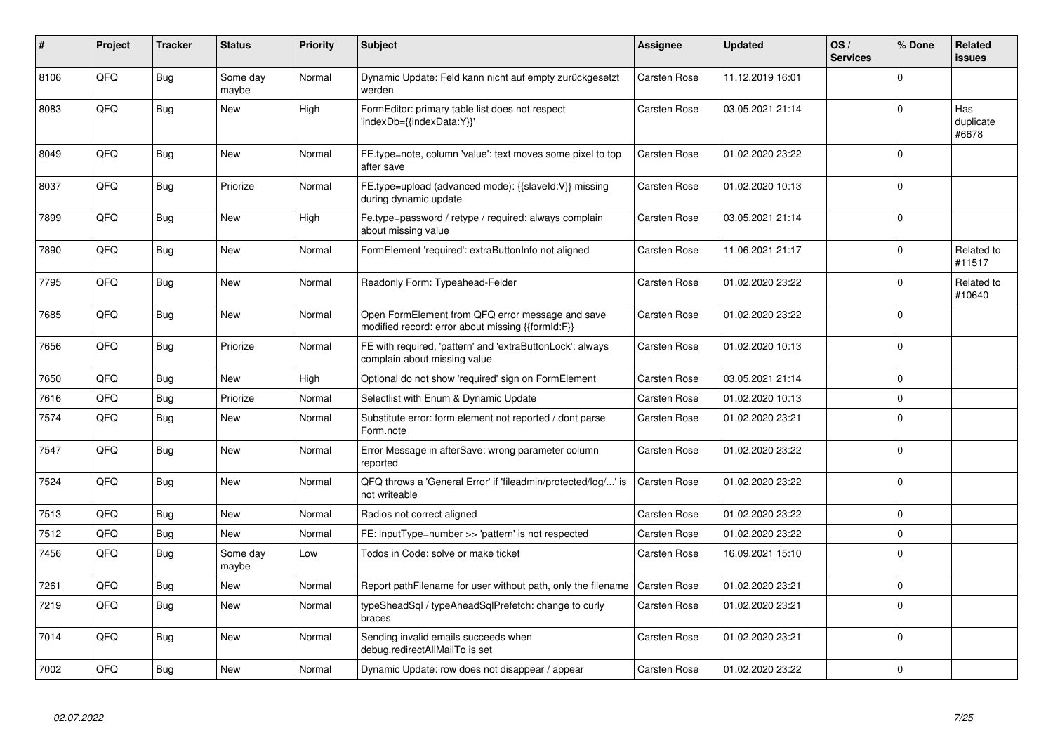| # | Project | Tracker | Status | Priority | Subject | Assignee | Updated | OS / Services | % Done | Related issues |
|---|---|---|---|---|---|---|---|---|---|---|
| 8106 | QFQ | Bug | Some day maybe | Normal | Dynamic Update: Feld kann nicht auf empty zurückgesetzt werden | Carsten Rose | 11.12.2019 16:01 | | 0 | |
| 8083 | QFQ | Bug | New | High | FormEditor: primary table list does not respect 'indexDb={{indexData:Y}}' | Carsten Rose | 03.05.2021 21:14 | | 0 | Has duplicate #6678 |
| 8049 | QFQ | Bug | New | Normal | FE.type=note, column 'value': text moves some pixel to top after save | Carsten Rose | 01.02.2020 23:22 | | 0 | |
| 8037 | QFQ | Bug | Priorize | Normal | FE.type=upload (advanced mode): {{slaveId:V}} missing during dynamic update | Carsten Rose | 01.02.2020 10:13 | | 0 | |
| 7899 | QFQ | Bug | New | High | Fe.type=password / retype / required: always complain about missing value | Carsten Rose | 03.05.2021 21:14 | | 0 | |
| 7890 | QFQ | Bug | New | Normal | FormElement 'required': extraButtonInfo not aligned | Carsten Rose | 11.06.2021 21:17 | | 0 | Related to #11517 |
| 7795 | QFQ | Bug | New | Normal | Readonly Form: Typeahead-Felder | Carsten Rose | 01.02.2020 23:22 | | 0 | Related to #10640 |
| 7685 | QFQ | Bug | New | Normal | Open FormElement from QFQ error message and save modified record: error about missing {{formId:F}} | Carsten Rose | 01.02.2020 23:22 | | 0 | |
| 7656 | QFQ | Bug | Priorize | Normal | FE with required, 'pattern' and 'extraButtonLock': always complain about missing value | Carsten Rose | 01.02.2020 10:13 | | 0 | |
| 7650 | QFQ | Bug | New | High | Optional do not show 'required' sign on FormElement | Carsten Rose | 03.05.2021 21:14 | | 0 | |
| 7616 | QFQ | Bug | Priorize | Normal | Selectlist with Enum & Dynamic Update | Carsten Rose | 01.02.2020 10:13 | | 0 | |
| 7574 | QFQ | Bug | New | Normal | Substitute error: form element not reported / dont parse Form.note | Carsten Rose | 01.02.2020 23:21 | | 0 | |
| 7547 | QFQ | Bug | New | Normal | Error Message in afterSave: wrong parameter column reported | Carsten Rose | 01.02.2020 23:22 | | 0 | |
| 7524 | QFQ | Bug | New | Normal | QFQ throws a 'General Error' if 'fileadmin/protected/log/...' is not writeable | Carsten Rose | 01.02.2020 23:22 | | 0 | |
| 7513 | QFQ | Bug | New | Normal | Radios not correct aligned | Carsten Rose | 01.02.2020 23:22 | | 0 | |
| 7512 | QFQ | Bug | New | Normal | FE: inputType=number >> 'pattern' is not respected | Carsten Rose | 01.02.2020 23:22 | | 0 | |
| 7456 | QFQ | Bug | Some day maybe | Low | Todos in Code: solve or make ticket | Carsten Rose | 16.09.2021 15:10 | | 0 | |
| 7261 | QFQ | Bug | New | Normal | Report pathFilename for user without path, only the filename | Carsten Rose | 01.02.2020 23:21 | | 0 | |
| 7219 | QFQ | Bug | New | Normal | typeSheadSql / typeAheadSqlPrefetch: change to curly braces | Carsten Rose | 01.02.2020 23:21 | | 0 | |
| 7014 | QFQ | Bug | New | Normal | Sending invalid emails succeeds when debug.redirectAllMailTo is set | Carsten Rose | 01.02.2020 23:21 | | 0 | |
| 7002 | QFQ | Bug | New | Normal | Dynamic Update: row does not disappear / appear | Carsten Rose | 01.02.2020 23:22 | | 0 | |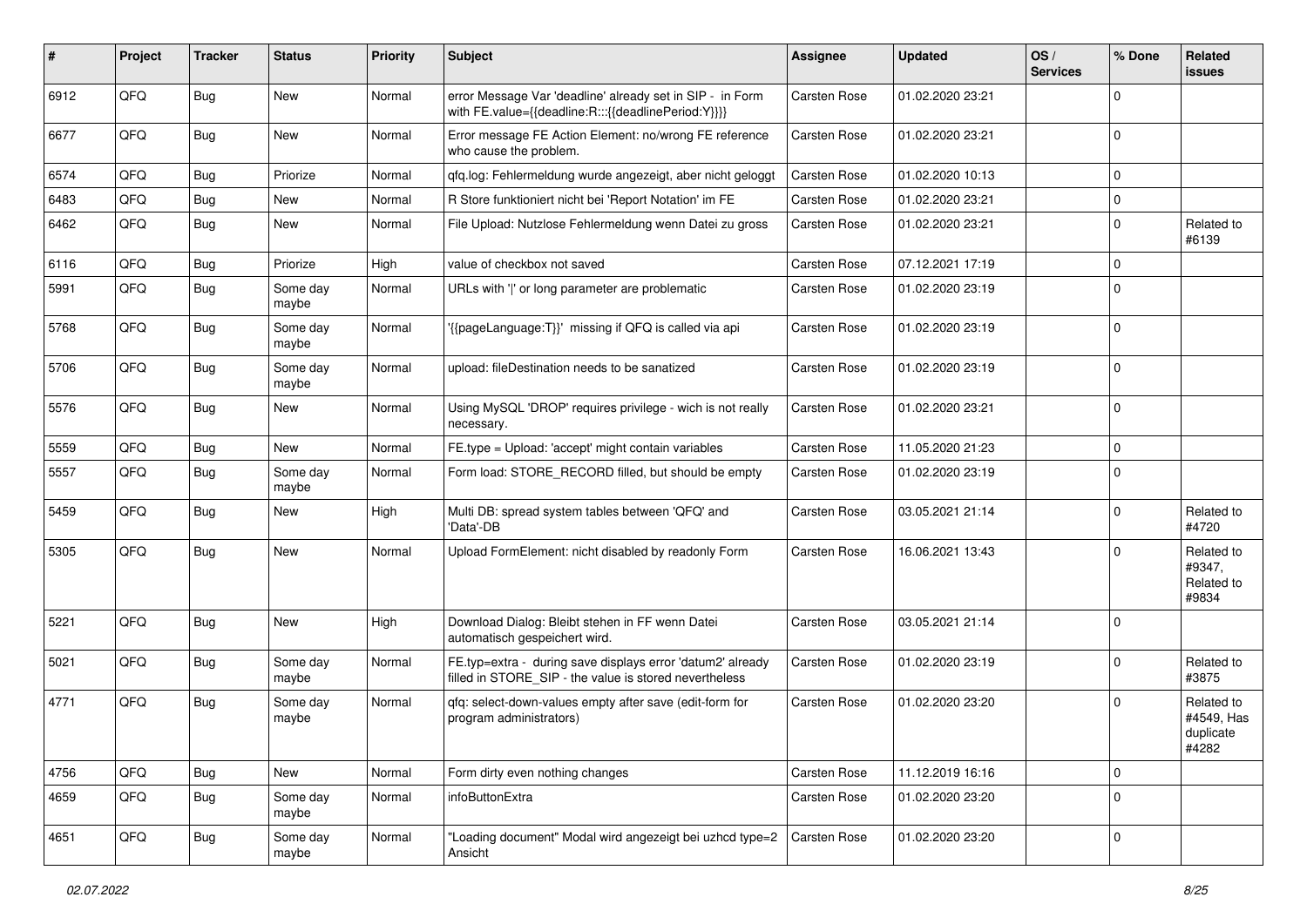| # | Project | Tracker | Status | Priority | Subject | Assignee | Updated | OS / Services | % Done | Related issues |
|---|---|---|---|---|---|---|---|---|---|---|
| 6912 | QFQ | Bug | New | Normal | error Message Var 'deadline' already set in SIP - in Form with FE.value={{deadline:R:::{{deadlinePeriod:Y}}}} | Carsten Rose | 01.02.2020 23:21 | | 0 | |
| 6677 | QFQ | Bug | New | Normal | Error message FE Action Element: no/wrong FE reference who cause the problem. | Carsten Rose | 01.02.2020 23:21 | | 0 | |
| 6574 | QFQ | Bug | Priorize | Normal | qfq.log: Fehlermeldung wurde angezeigt, aber nicht geloggt | Carsten Rose | 01.02.2020 10:13 | | 0 | |
| 6483 | QFQ | Bug | New | Normal | R Store funktioniert nicht bei 'Report Notation' im FE | Carsten Rose | 01.02.2020 23:21 | | 0 | |
| 6462 | QFQ | Bug | New | Normal | File Upload: Nutzlose Fehlermeldung wenn Datei zu gross | Carsten Rose | 01.02.2020 23:21 | | 0 | Related to #6139 |
| 6116 | QFQ | Bug | Priorize | High | value of checkbox not saved | Carsten Rose | 07.12.2021 17:19 | | 0 | |
| 5991 | QFQ | Bug | Some day maybe | Normal | URLs with '\|' or long parameter are problematic | Carsten Rose | 01.02.2020 23:19 | | 0 | |
| 5768 | QFQ | Bug | Some day maybe | Normal | '{{pageLanguage:T}}' missing if QFQ is called via api | Carsten Rose | 01.02.2020 23:19 | | 0 | |
| 5706 | QFQ | Bug | Some day maybe | Normal | upload: fileDestination needs to be sanatized | Carsten Rose | 01.02.2020 23:19 | | 0 | |
| 5576 | QFQ | Bug | New | Normal | Using MySQL 'DROP' requires privilege - wich is not really necessary. | Carsten Rose | 01.02.2020 23:21 | | 0 | |
| 5559 | QFQ | Bug | New | Normal | FE.type = Upload: 'accept' might contain variables | Carsten Rose | 11.05.2020 21:23 | | 0 | |
| 5557 | QFQ | Bug | Some day maybe | Normal | Form load: STORE_RECORD filled, but should be empty | Carsten Rose | 01.02.2020 23:19 | | 0 | |
| 5459 | QFQ | Bug | New | High | Multi DB: spread system tables between 'QFQ' and 'Data'-DB | Carsten Rose | 03.05.2021 21:14 | | 0 | Related to #4720 |
| 5305 | QFQ | Bug | New | Normal | Upload FormElement: nicht disabled by readonly Form | Carsten Rose | 16.06.2021 13:43 | | 0 | Related to #9347, Related to #9834 |
| 5221 | QFQ | Bug | New | High | Download Dialog: Bleibt stehen in FF wenn Datei automatisch gespeichert wird. | Carsten Rose | 03.05.2021 21:14 | | 0 | |
| 5021 | QFQ | Bug | Some day maybe | Normal | FE.typ=extra - during save displays error 'datum2' already filled in STORE_SIP - the value is stored nevertheless | Carsten Rose | 01.02.2020 23:19 | | 0 | Related to #3875 |
| 4771 | QFQ | Bug | Some day maybe | Normal | qfq: select-down-values empty after save (edit-form for program administrators) | Carsten Rose | 01.02.2020 23:20 | | 0 | Related to #4549, Has duplicate #4282 |
| 4756 | QFQ | Bug | New | Normal | Form dirty even nothing changes | Carsten Rose | 11.12.2019 16:16 | | 0 | |
| 4659 | QFQ | Bug | Some day maybe | Normal | infoButtonExtra | Carsten Rose | 01.02.2020 23:20 | | 0 | |
| 4651 | QFQ | Bug | Some day maybe | Normal | "Loading document" Modal wird angezeigt bei uzhcd type=2 Ansicht | Carsten Rose | 01.02.2020 23:20 | | 0 | |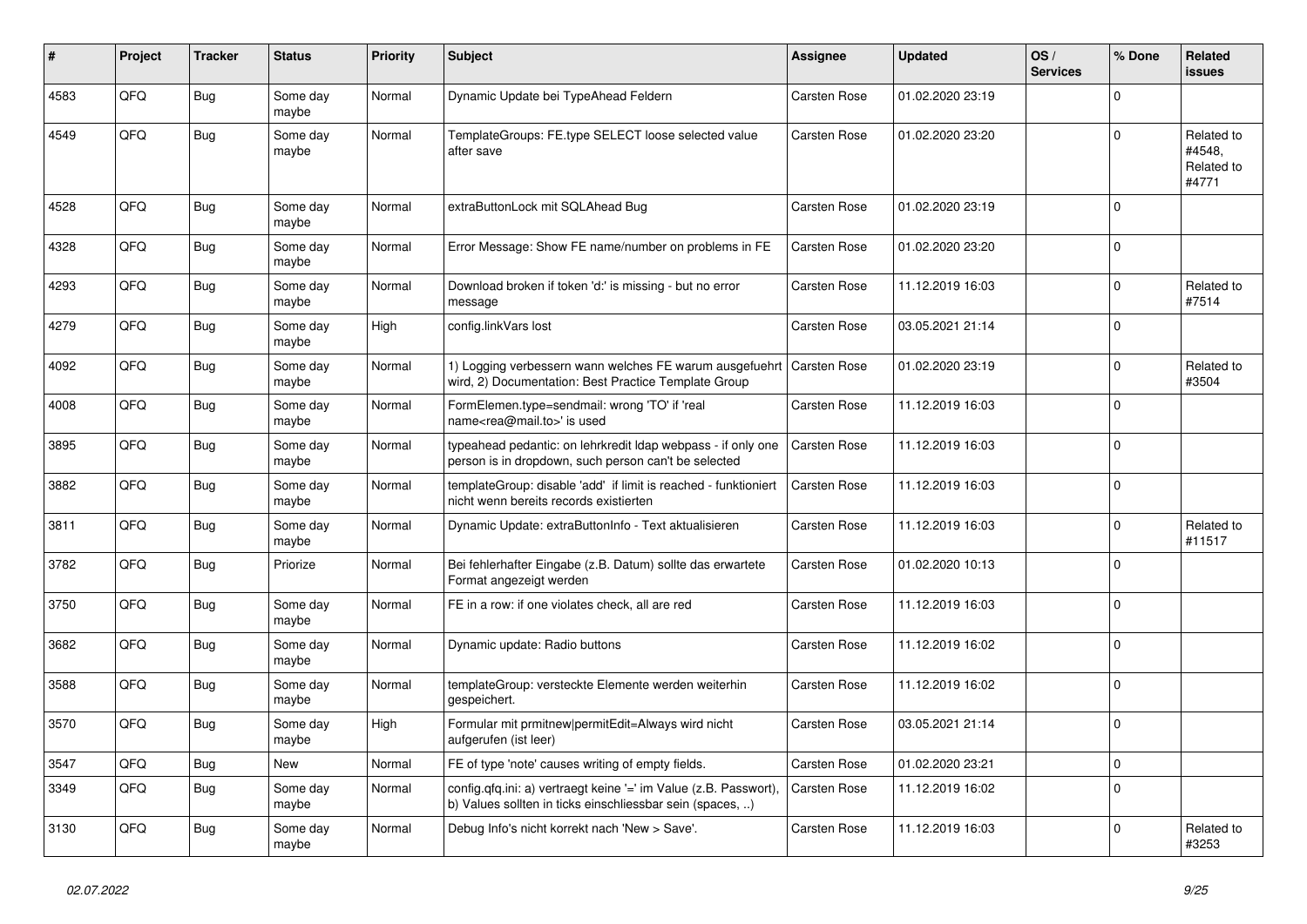| # | Project | Tracker | Status | Priority | Subject | Assignee | Updated | OS / Services | % Done | Related issues |
|---|---|---|---|---|---|---|---|---|---|---|
| 4583 | QFQ | Bug | Some day maybe | Normal | Dynamic Update bei TypeAhead Feldern | Carsten Rose | 01.02.2020 23:19 | | 0 | |
| 4549 | QFQ | Bug | Some day maybe | Normal | TemplateGroups: FE.type SELECT loose selected value after save | Carsten Rose | 01.02.2020 23:20 | | 0 | Related to #4548, Related to #4771 |
| 4528 | QFQ | Bug | Some day maybe | Normal | extraButtonLock mit SQLAhead Bug | Carsten Rose | 01.02.2020 23:19 | | 0 | |
| 4328 | QFQ | Bug | Some day maybe | Normal | Error Message: Show FE name/number on problems in FE | Carsten Rose | 01.02.2020 23:20 | | 0 | |
| 4293 | QFQ | Bug | Some day maybe | Normal | Download broken if token 'd:' is missing - but no error message | Carsten Rose | 11.12.2019 16:03 | | 0 | Related to #7514 |
| 4279 | QFQ | Bug | Some day maybe | High | config.linkVars lost | Carsten Rose | 03.05.2021 21:14 | | 0 | |
| 4092 | QFQ | Bug | Some day maybe | Normal | 1) Logging verbessern wann welches FE warum ausgefuehrt wird, 2) Documentation: Best Practice Template Group | Carsten Rose | 01.02.2020 23:19 | | 0 | Related to #3504 |
| 4008 | QFQ | Bug | Some day maybe | Normal | FormElemen.type=sendmail: wrong 'TO' if 'real name<rea@mail.to>' is used | Carsten Rose | 11.12.2019 16:03 | | 0 | |
| 3895 | QFQ | Bug | Some day maybe | Normal | typeahead pedantic: on lehrkredit ldap webpass - if only one person is in dropdown, such person can't be selected | Carsten Rose | 11.12.2019 16:03 | | 0 | |
| 3882 | QFQ | Bug | Some day maybe | Normal | templateGroup: disable 'add' if limit is reached - funktioniert nicht wenn bereits records existierten | Carsten Rose | 11.12.2019 16:03 | | 0 | |
| 3811 | QFQ | Bug | Some day maybe | Normal | Dynamic Update: extraButtonInfo - Text aktualisieren | Carsten Rose | 11.12.2019 16:03 | | 0 | Related to #11517 |
| 3782 | QFQ | Bug | Priorize | Normal | Bei fehlerhafter Eingabe (z.B. Datum) sollte das erwartete Format angezeigt werden | Carsten Rose | 01.02.2020 10:13 | | 0 | |
| 3750 | QFQ | Bug | Some day maybe | Normal | FE in a row: if one violates check, all are red | Carsten Rose | 11.12.2019 16:03 | | 0 | |
| 3682 | QFQ | Bug | Some day maybe | Normal | Dynamic update: Radio buttons | Carsten Rose | 11.12.2019 16:02 | | 0 | |
| 3588 | QFQ | Bug | Some day maybe | Normal | templateGroup: versteckte Elemente werden weiterhin gespeichert. | Carsten Rose | 11.12.2019 16:02 | | 0 | |
| 3570 | QFQ | Bug | Some day maybe | High | Formular mit prmitnew\|permitEdit=Always wird nicht aufgerufen (ist leer) | Carsten Rose | 03.05.2021 21:14 | | 0 | |
| 3547 | QFQ | Bug | New | Normal | FE of type 'note' causes writing of empty fields. | Carsten Rose | 01.02.2020 23:21 | | 0 | |
| 3349 | QFQ | Bug | Some day maybe | Normal | config.qfq.ini: a) vertraegt keine '=' im Value (z.B. Passwort), b) Values sollten in ticks einschliessbar sein (spaces, ..) | Carsten Rose | 11.12.2019 16:02 | | 0 | |
| 3130 | QFQ | Bug | Some day maybe | Normal | Debug Info's nicht korrekt nach 'New > Save'. | Carsten Rose | 11.12.2019 16:03 | | 0 | Related to #3253 |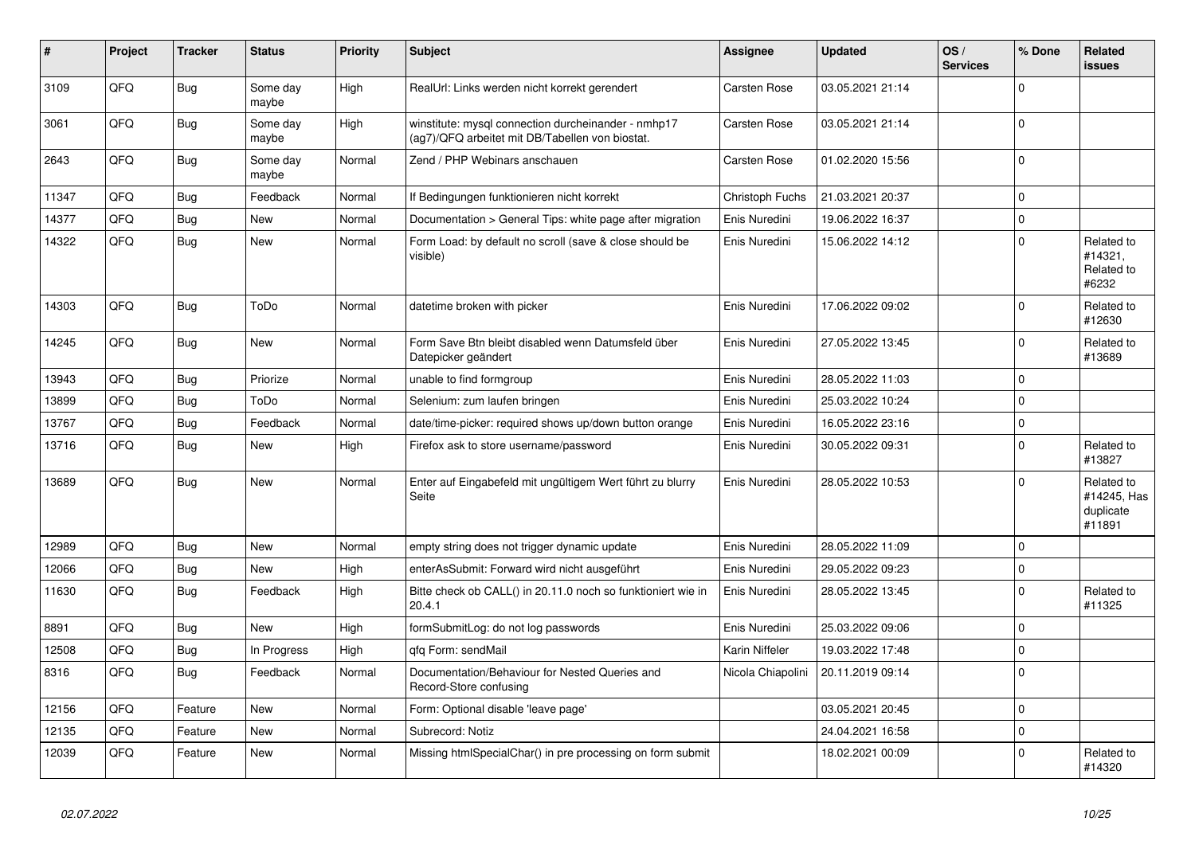| # | Project | Tracker | Status | Priority | Subject | Assignee | Updated | OS / Services | % Done | Related issues |
|---|---|---|---|---|---|---|---|---|---|---|
| 3109 | QFQ | Bug | Some day maybe | High | RealUrl: Links werden nicht korrekt gerendert | Carsten Rose | 03.05.2021 21:14 | | 0 | |
| 3061 | QFQ | Bug | Some day maybe | High | winstitute: mysql connection durcheinander - nmhp17 (ag7)/QFQ arbeitet mit DB/Tabellen von biostat. | Carsten Rose | 03.05.2021 21:14 | | 0 | |
| 2643 | QFQ | Bug | Some day maybe | Normal | Zend / PHP Webinars anschauen | Carsten Rose | 01.02.2020 15:56 | | 0 | |
| 11347 | QFQ | Bug | Feedback | Normal | If Bedingungen funktionieren nicht korrekt | Christoph Fuchs | 21.03.2021 20:37 | | 0 | |
| 14377 | QFQ | Bug | New | Normal | Documentation > General Tips: white page after migration | Enis Nuredini | 19.06.2022 16:37 | | 0 | |
| 14322 | QFQ | Bug | New | Normal | Form Load: by default no scroll (save & close should be visible) | Enis Nuredini | 15.06.2022 14:12 | | 0 | Related to #14321, Related to #6232 |
| 14303 | QFQ | Bug | ToDo | Normal | datetime broken with picker | Enis Nuredini | 17.06.2022 09:02 | | 0 | Related to #12630 |
| 14245 | QFQ | Bug | New | Normal | Form Save Btn bleibt disabled wenn Datumsfeld über Datepicker geändert | Enis Nuredini | 27.05.2022 13:45 | | 0 | Related to #13689 |
| 13943 | QFQ | Bug | Priorize | Normal | unable to find formgroup | Enis Nuredini | 28.05.2022 11:03 | | 0 | |
| 13899 | QFQ | Bug | ToDo | Normal | Selenium: zum laufen bringen | Enis Nuredini | 25.03.2022 10:24 | | 0 | |
| 13767 | QFQ | Bug | Feedback | Normal | date/time-picker: required shows up/down button orange | Enis Nuredini | 16.05.2022 23:16 | | 0 | |
| 13716 | QFQ | Bug | New | High | Firefox ask to store username/password | Enis Nuredini | 30.05.2022 09:31 | | 0 | Related to #13827 |
| 13689 | QFQ | Bug | New | Normal | Enter auf Eingabefeld mit ungültigem Wert führt zu blurry Seite | Enis Nuredini | 28.05.2022 10:53 | | 0 | Related to #14245, Has duplicate #11891 |
| 12989 | QFQ | Bug | New | Normal | empty string does not trigger dynamic update | Enis Nuredini | 28.05.2022 11:09 | | 0 | |
| 12066 | QFQ | Bug | New | High | enterAsSubmit: Forward wird nicht ausgeführt | Enis Nuredini | 29.05.2022 09:23 | | 0 | |
| 11630 | QFQ | Bug | Feedback | High | Bitte check ob CALL() in 20.11.0 noch so funktioniert wie in 20.4.1 | Enis Nuredini | 28.05.2022 13:45 | | 0 | Related to #11325 |
| 8891 | QFQ | Bug | New | High | formSubmitLog: do not log passwords | Enis Nuredini | 25.03.2022 09:06 | | 0 | |
| 12508 | QFQ | Bug | In Progress | High | qfq Form: sendMail | Karin Niffeler | 19.03.2022 17:48 | | 0 | |
| 8316 | QFQ | Bug | Feedback | Normal | Documentation/Behaviour for Nested Queries and Record-Store confusing | Nicola Chiapolini | 20.11.2019 09:14 | | 0 | |
| 12156 | QFQ | Feature | New | Normal | Form: Optional disable 'leave page' | | 03.05.2021 20:45 | | 0 | |
| 12135 | QFQ | Feature | New | Normal | Subrecord: Notiz | | 24.04.2021 16:58 | | 0 | |
| 12039 | QFQ | Feature | New | Normal | Missing htmlSpecialChar() in pre processing on form submit | | 18.02.2021 00:09 | | 0 | Related to #14320 |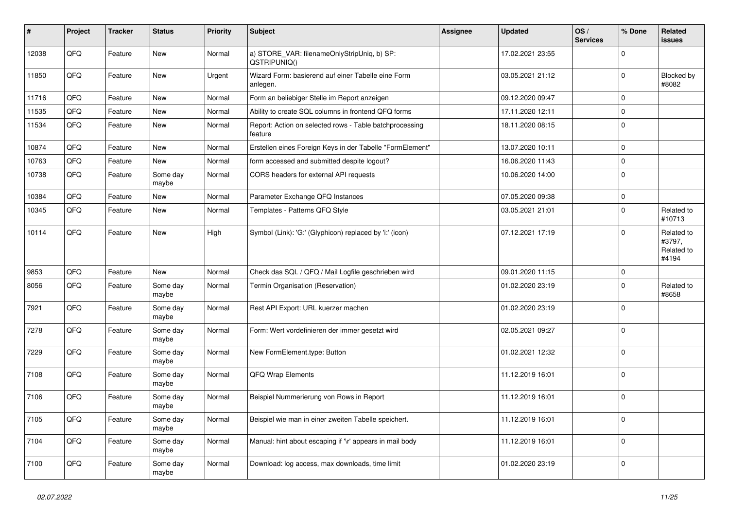| # | Project | Tracker | Status | Priority | Subject | Assignee | Updated | OS / Services | % Done | Related issues |
|---|---|---|---|---|---|---|---|---|---|---|
| 12038 | QFQ | Feature | New | Normal | a) STORE_VAR: filenameOnlyStripUniq, b) SP: QSTRIPUNIQ() | | 17.02.2021 23:55 | | 0 | |
| 11850 | QFQ | Feature | New | Urgent | Wizard Form: basierend auf einer Tabelle eine Form anlegen. | | 03.05.2021 21:12 | | 0 | Blocked by #8082 |
| 11716 | QFQ | Feature | New | Normal | Form an beliebiger Stelle im Report anzeigen | | 09.12.2020 09:47 | | 0 | |
| 11535 | QFQ | Feature | New | Normal | Ability to create SQL columns in frontend QFQ forms | | 17.11.2020 12:11 | | 0 | |
| 11534 | QFQ | Feature | New | Normal | Report: Action on selected rows - Table batchprocessing feature | | 18.11.2020 08:15 | | 0 | |
| 10874 | QFQ | Feature | New | Normal | Erstellen eines Foreign Keys in der Tabelle "FormElement" | | 13.07.2020 10:11 | | 0 | |
| 10763 | QFQ | Feature | New | Normal | form accessed and submitted despite logout? | | 16.06.2020 11:43 | | 0 | |
| 10738 | QFQ | Feature | Some day maybe | Normal | CORS headers for external API requests | | 10.06.2020 14:00 | | 0 | |
| 10384 | QFQ | Feature | New | Normal | Parameter Exchange QFQ Instances | | 07.05.2020 09:38 | | 0 | |
| 10345 | QFQ | Feature | New | Normal | Templates - Patterns QFQ Style | | 03.05.2021 21:01 | | 0 | Related to #10713 |
| 10114 | QFQ | Feature | New | High | Symbol (Link): 'G:' (Glyphicon) replaced by 'i:' (icon) | | 07.12.2021 17:19 | | 0 | Related to #3797, Related to #4194 |
| 9853 | QFQ | Feature | New | Normal | Check das SQL / QFQ / Mail Logfile geschrieben wird | | 09.01.2020 11:15 | | 0 | |
| 8056 | QFQ | Feature | Some day maybe | Normal | Termin Organisation (Reservation) | | 01.02.2020 23:19 | | 0 | Related to #8658 |
| 7921 | QFQ | Feature | Some day maybe | Normal | Rest API Export: URL kuerzer machen | | 01.02.2020 23:19 | | 0 | |
| 7278 | QFQ | Feature | Some day maybe | Normal | Form: Wert vordefinieren der immer gesetzt wird | | 02.05.2021 09:27 | | 0 | |
| 7229 | QFQ | Feature | Some day maybe | Normal | New FormElement.type: Button | | 01.02.2021 12:32 | | 0 | |
| 7108 | QFQ | Feature | Some day maybe | Normal | QFQ Wrap Elements | | 11.12.2019 16:01 | | 0 | |
| 7106 | QFQ | Feature | Some day maybe | Normal | Beispiel Nummerierung von Rows in Report | | 11.12.2019 16:01 | | 0 | |
| 7105 | QFQ | Feature | Some day maybe | Normal | Beispiel wie man in einer zweiten Tabelle speichert. | | 11.12.2019 16:01 | | 0 | |
| 7104 | QFQ | Feature | Some day maybe | Normal | Manual: hint about escaping if '\r' appears in mail body | | 11.12.2019 16:01 | | 0 | |
| 7100 | QFQ | Feature | Some day maybe | Normal | Download: log access, max downloads, time limit | | 01.02.2020 23:19 | | 0 | |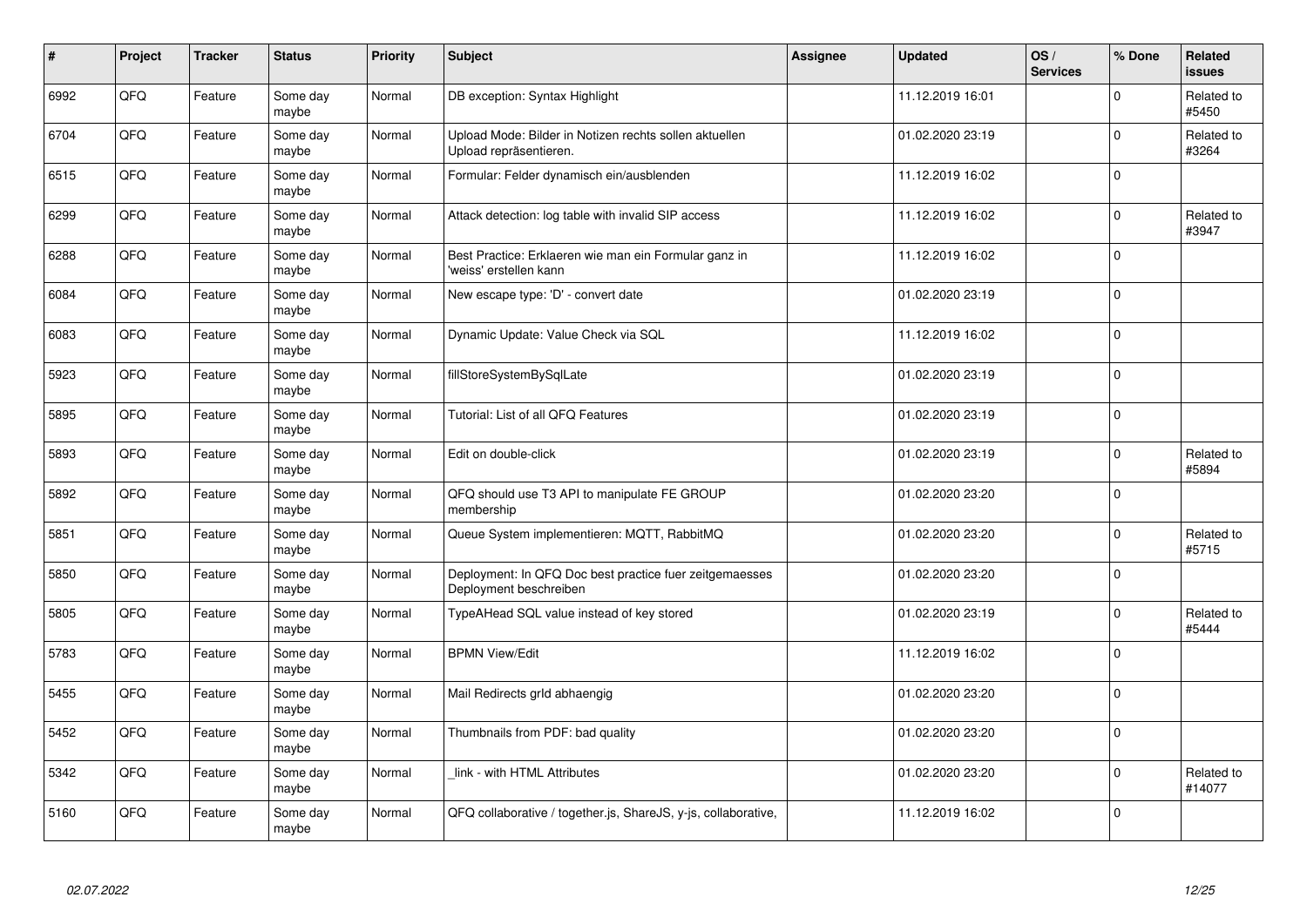| # | Project | Tracker | Status | Priority | Subject | Assignee | Updated | OS / Services | % Done | Related issues |
|---|---|---|---|---|---|---|---|---|---|---|
| 6992 | QFQ | Feature | Some day maybe | Normal | DB exception: Syntax Highlight | | 11.12.2019 16:01 | | 0 | Related to #5450 |
| 6704 | QFQ | Feature | Some day maybe | Normal | Upload Mode: Bilder in Notizen rechts sollen aktuellen Upload repräsentieren. | | 01.02.2020 23:19 | | 0 | Related to #3264 |
| 6515 | QFQ | Feature | Some day maybe | Normal | Formular: Felder dynamisch ein/ausblenden | | 11.12.2019 16:02 | | 0 | |
| 6299 | QFQ | Feature | Some day maybe | Normal | Attack detection: log table with invalid SIP access | | 11.12.2019 16:02 | | 0 | Related to #3947 |
| 6288 | QFQ | Feature | Some day maybe | Normal | Best Practice: Erklaeren wie man ein Formular ganz in 'weiss' erstellen kann | | 11.12.2019 16:02 | | 0 | |
| 6084 | QFQ | Feature | Some day maybe | Normal | New escape type: 'D' - convert date | | 01.02.2020 23:19 | | 0 | |
| 6083 | QFQ | Feature | Some day maybe | Normal | Dynamic Update: Value Check via SQL | | 11.12.2019 16:02 | | 0 | |
| 5923 | QFQ | Feature | Some day maybe | Normal | fillStoreSystemBySqlLate | | 01.02.2020 23:19 | | 0 | |
| 5895 | QFQ | Feature | Some day maybe | Normal | Tutorial: List of all QFQ Features | | 01.02.2020 23:19 | | 0 | |
| 5893 | QFQ | Feature | Some day maybe | Normal | Edit on double-click | | 01.02.2020 23:19 | | 0 | Related to #5894 |
| 5892 | QFQ | Feature | Some day maybe | Normal | QFQ should use T3 API to manipulate FE GROUP membership | | 01.02.2020 23:20 | | 0 | |
| 5851 | QFQ | Feature | Some day maybe | Normal | Queue System implementieren: MQTT, RabbitMQ | | 01.02.2020 23:20 | | 0 | Related to #5715 |
| 5850 | QFQ | Feature | Some day maybe | Normal | Deployment: In QFQ Doc best practice fuer zeitgemaesses Deployment beschreiben | | 01.02.2020 23:20 | | 0 | |
| 5805 | QFQ | Feature | Some day maybe | Normal | TypeAHead SQL value instead of key stored | | 01.02.2020 23:19 | | 0 | Related to #5444 |
| 5783 | QFQ | Feature | Some day maybe | Normal | BPMN View/Edit | | 11.12.2019 16:02 | | 0 | |
| 5455 | QFQ | Feature | Some day maybe | Normal | Mail Redirects grId abhaengig | | 01.02.2020 23:20 | | 0 | |
| 5452 | QFQ | Feature | Some day maybe | Normal | Thumbnails from PDF: bad quality | | 01.02.2020 23:20 | | 0 | |
| 5342 | QFQ | Feature | Some day maybe | Normal | _link - with HTML Attributes | | 01.02.2020 23:20 | | 0 | Related to #14077 |
| 5160 | QFQ | Feature | Some day maybe | Normal | QFQ collaborative / together.js, ShareJS, y-js, collaborative, | | 11.12.2019 16:02 | | 0 | |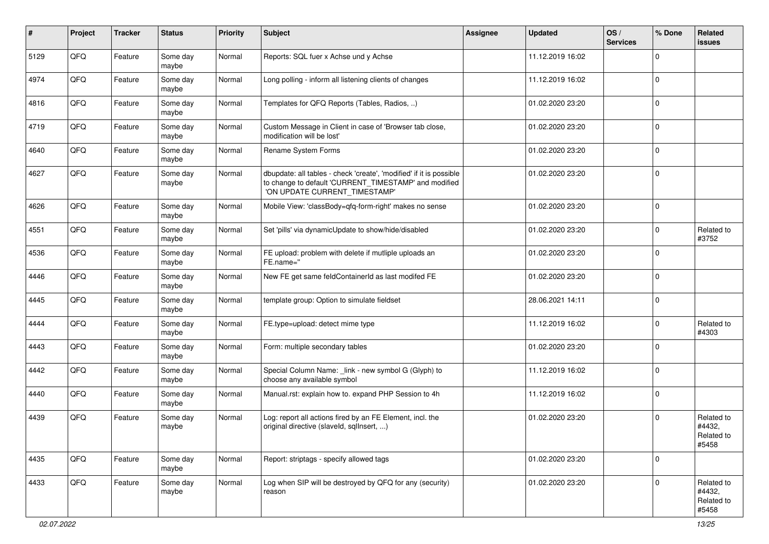| # | Project | Tracker | Status | Priority | Subject | Assignee | Updated | OS / Services | % Done | Related issues |
|---|---|---|---|---|---|---|---|---|---|---|
| 5129 | QFQ | Feature | Some day maybe | Normal | Reports: SQL fuer x Achse und y Achse | | 11.12.2019 16:02 | | 0 | |
| 4974 | QFQ | Feature | Some day maybe | Normal | Long polling - inform all listening clients of changes | | 11.12.2019 16:02 | | 0 | |
| 4816 | QFQ | Feature | Some day maybe | Normal | Templates for QFQ Reports (Tables, Radios, ..) | | 01.02.2020 23:20 | | 0 | |
| 4719 | QFQ | Feature | Some day maybe | Normal | Custom Message in Client in case of 'Browser tab close, modification will be lost' | | 01.02.2020 23:20 | | 0 | |
| 4640 | QFQ | Feature | Some day maybe | Normal | Rename System Forms | | 01.02.2020 23:20 | | 0 | |
| 4627 | QFQ | Feature | Some day maybe | Normal | dbupdate: all tables - check 'create', 'modified' if it is possible to change to default 'CURRENT_TIMESTAMP' and modified 'ON UPDATE CURRENT_TIMESTAMP' | | 01.02.2020 23:20 | | 0 | |
| 4626 | QFQ | Feature | Some day maybe | Normal | Mobile View: 'classBody=qfq-form-right' makes no sense | | 01.02.2020 23:20 | | 0 | |
| 4551 | QFQ | Feature | Some day maybe | Normal | Set 'pills' via dynamicUpdate to show/hide/disabled | | 01.02.2020 23:20 | | 0 | Related to #3752 |
| 4536 | QFQ | Feature | Some day maybe | Normal | FE upload: problem with delete if mutliple uploads an FE.name=" | | 01.02.2020 23:20 | | 0 | |
| 4446 | QFQ | Feature | Some day maybe | Normal | New FE get same feldContainerId as last modifed FE | | 01.02.2020 23:20 | | 0 | |
| 4445 | QFQ | Feature | Some day maybe | Normal | template group: Option to simulate fieldset | | 28.06.2021 14:11 | | 0 | |
| 4444 | QFQ | Feature | Some day maybe | Normal | FE.type=upload: detect mime type | | 11.12.2019 16:02 | | 0 | Related to #4303 |
| 4443 | QFQ | Feature | Some day maybe | Normal | Form: multiple secondary tables | | 01.02.2020 23:20 | | 0 | |
| 4442 | QFQ | Feature | Some day maybe | Normal | Special Column Name: _link - new symbol G (Glyph) to choose any available symbol | | 11.12.2019 16:02 | | 0 | |
| 4440 | QFQ | Feature | Some day maybe | Normal | Manual.rst: explain how to. expand PHP Session to 4h | | 11.12.2019 16:02 | | 0 | |
| 4439 | QFQ | Feature | Some day maybe | Normal | Log: report all actions fired by an FE Element, incl. the original directive (slaveId, sqlInsert, ...) | | 01.02.2020 23:20 | | 0 | Related to #4432, Related to #5458 |
| 4435 | QFQ | Feature | Some day maybe | Normal | Report: striptags - specify allowed tags | | 01.02.2020 23:20 | | 0 | |
| 4433 | QFQ | Feature | Some day maybe | Normal | Log when SIP will be destroyed by QFQ for any (security) reason | | 01.02.2020 23:20 | | 0 | Related to #4432, Related to #5458 |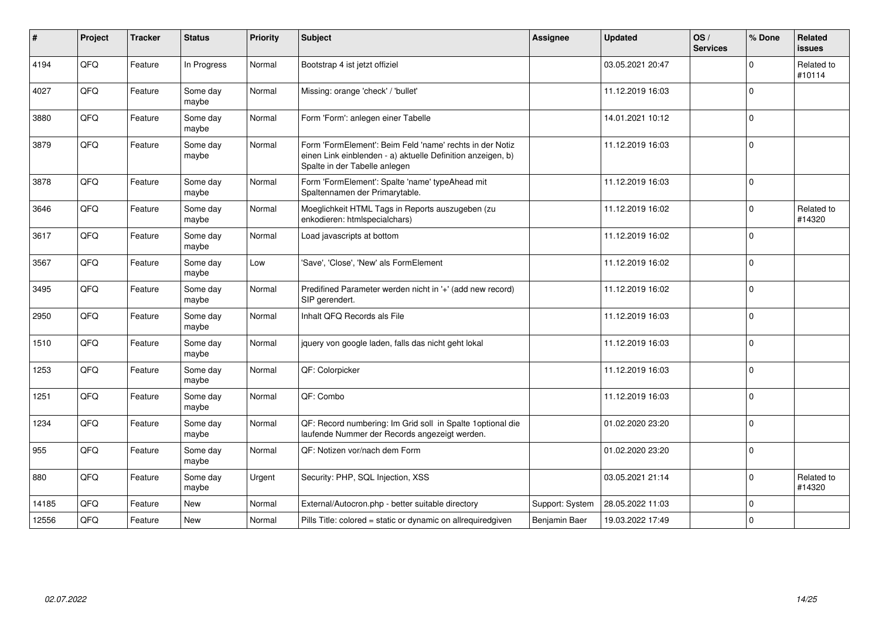| # | Project | Tracker | Status | Priority | Subject | Assignee | Updated | OS / Services | % Done | Related issues |
|---|---|---|---|---|---|---|---|---|---|---|
| 4194 | QFQ | Feature | In Progress | Normal | Bootstrap 4 ist jetzt offiziel | | 03.05.2021 20:47 | | 0 | Related to #10114 |
| 4027 | QFQ | Feature | Some day maybe | Normal | Missing: orange 'check' / 'bullet' | | 11.12.2019 16:03 | | 0 | |
| 3880 | QFQ | Feature | Some day maybe | Normal | Form 'Form': anlegen einer Tabelle | | 14.01.2021 10:12 | | 0 | |
| 3879 | QFQ | Feature | Some day maybe | Normal | Form 'FormElement': Beim Feld 'name' rechts in der Notiz einen Link einblenden - a) aktuelle Definition anzeigen, b) Spalte in der Tabelle anlegen | | 11.12.2019 16:03 | | 0 | |
| 3878 | QFQ | Feature | Some day maybe | Normal | Form 'FormElement': Spalte 'name' typeAhead mit Spaltennamen der Primarytable. | | 11.12.2019 16:03 | | 0 | |
| 3646 | QFQ | Feature | Some day maybe | Normal | Moeglichkeit HTML Tags in Reports auszugeben (zu enkodieren: htmlspecialchars) | | 11.12.2019 16:02 | | 0 | Related to #14320 |
| 3617 | QFQ | Feature | Some day maybe | Normal | Load javascripts at bottom | | 11.12.2019 16:02 | | 0 | |
| 3567 | QFQ | Feature | Some day maybe | Low | 'Save', 'Close', 'New' als FormElement | | 11.12.2019 16:02 | | 0 | |
| 3495 | QFQ | Feature | Some day maybe | Normal | Predifined Parameter werden nicht in '+' (add new record) SIP gerendert. | | 11.12.2019 16:02 | | 0 | |
| 2950 | QFQ | Feature | Some day maybe | Normal | Inhalt QFQ Records als File | | 11.12.2019 16:03 | | 0 | |
| 1510 | QFQ | Feature | Some day maybe | Normal | jquery von google laden, falls das nicht geht lokal | | 11.12.2019 16:03 | | 0 | |
| 1253 | QFQ | Feature | Some day maybe | Normal | QF: Colorpicker | | 11.12.2019 16:03 | | 0 | |
| 1251 | QFQ | Feature | Some day maybe | Normal | QF: Combo | | 11.12.2019 16:03 | | 0 | |
| 1234 | QFQ | Feature | Some day maybe | Normal | QF: Record numbering: Im Grid soll in Spalte 1optional die laufende Nummer der Records angezeigt werden. | | 01.02.2020 23:20 | | 0 | |
| 955 | QFQ | Feature | Some day maybe | Normal | QF: Notizen vor/nach dem Form | | 01.02.2020 23:20 | | 0 | |
| 880 | QFQ | Feature | Some day maybe | Urgent | Security: PHP, SQL Injection, XSS | | 03.05.2021 21:14 | | 0 | Related to #14320 |
| 14185 | QFQ | Feature | New | Normal | External/Autocron.php - better suitable directory | Support: System | 28.05.2022 11:03 | | 0 | |
| 12556 | QFQ | Feature | New | Normal | Pills Title: colored = static or dynamic on allrequiredgiven | Benjamin Baer | 19.03.2022 17:49 | | 0 | |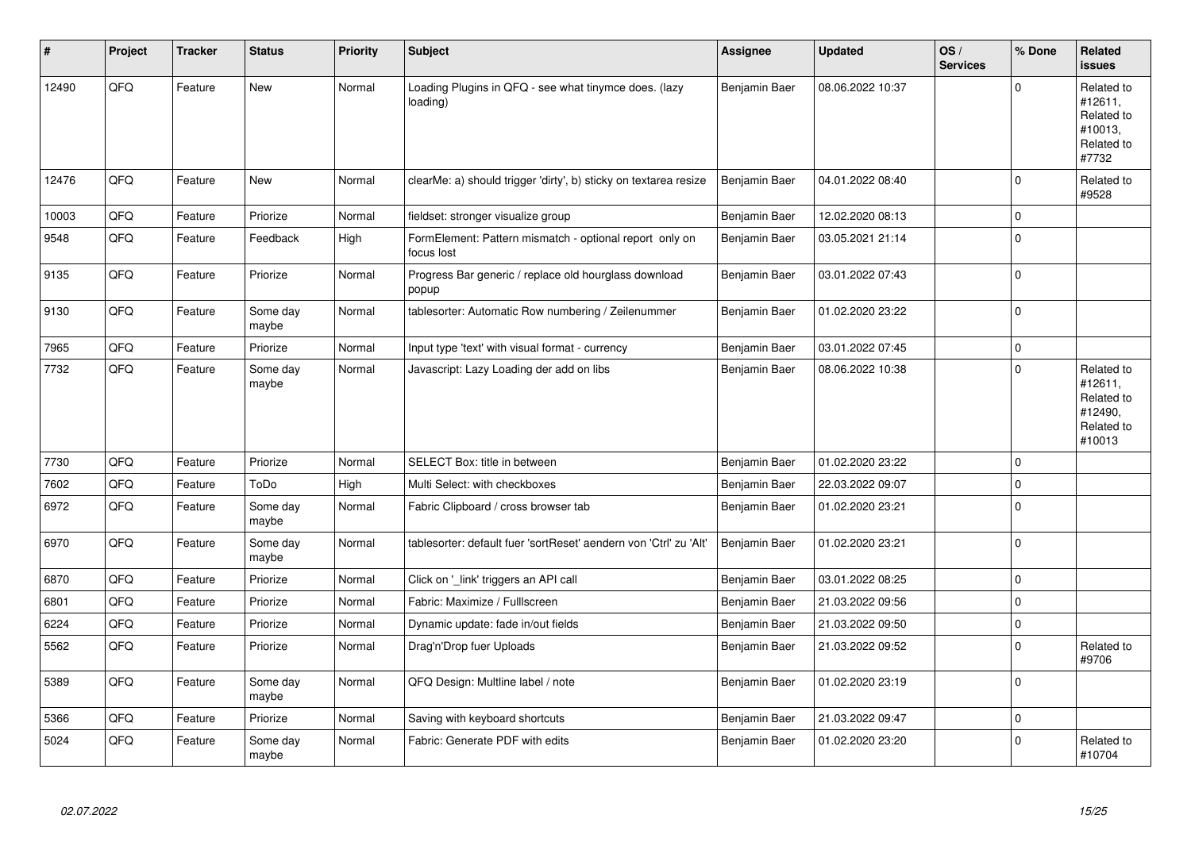| # | Project | Tracker | Status | Priority | Subject | Assignee | Updated | OS / Services | % Done | Related issues |
|---|---|---|---|---|---|---|---|---|---|---|
| 12490 | QFQ | Feature | New | Normal | Loading Plugins in QFQ - see what tinymce does. (lazy loading) | Benjamin Baer | 08.06.2022 10:37 | | 0 | Related to #12611, Related to #10013, Related to #7732 |
| 12476 | QFQ | Feature | New | Normal | clearMe: a) should trigger 'dirty', b) sticky on textarea resize | Benjamin Baer | 04.01.2022 08:40 | | 0 | Related to #9528 |
| 10003 | QFQ | Feature | Priorize | Normal | fieldset: stronger visualize group | Benjamin Baer | 12.02.2020 08:13 | | 0 | |
| 9548 | QFQ | Feature | Feedback | High | FormElement: Pattern mismatch - optional report only on focus lost | Benjamin Baer | 03.05.2021 21:14 | | 0 | |
| 9135 | QFQ | Feature | Priorize | Normal | Progress Bar generic / replace old hourglass download popup | Benjamin Baer | 03.01.2022 07:43 | | 0 | |
| 9130 | QFQ | Feature | Some day maybe | Normal | tablesorter: Automatic Row numbering / Zeilenummer | Benjamin Baer | 01.02.2020 23:22 | | 0 | |
| 7965 | QFQ | Feature | Priorize | Normal | Input type 'text' with visual format - currency | Benjamin Baer | 03.01.2022 07:45 | | 0 | |
| 7732 | QFQ | Feature | Some day maybe | Normal | Javascript: Lazy Loading der add on libs | Benjamin Baer | 08.06.2022 10:38 | | 0 | Related to #12611, Related to #12490, Related to #10013 |
| 7730 | QFQ | Feature | Priorize | Normal | SELECT Box: title in between | Benjamin Baer | 01.02.2020 23:22 | | 0 | |
| 7602 | QFQ | Feature | ToDo | High | Multi Select: with checkboxes | Benjamin Baer | 22.03.2022 09:07 | | 0 | |
| 6972 | QFQ | Feature | Some day maybe | Normal | Fabric Clipboard / cross browser tab | Benjamin Baer | 01.02.2020 23:21 | | 0 | |
| 6970 | QFQ | Feature | Some day maybe | Normal | tablesorter: default fuer 'sortReset' aendern von 'Ctrl' zu 'Alt' | Benjamin Baer | 01.02.2020 23:21 | | 0 | |
| 6870 | QFQ | Feature | Priorize | Normal | Click on '_link' triggers an API call | Benjamin Baer | 03.01.2022 08:25 | | 0 | |
| 6801 | QFQ | Feature | Priorize | Normal | Fabric: Maximize / Fulllscreen | Benjamin Baer | 21.03.2022 09:56 | | 0 | |
| 6224 | QFQ | Feature | Priorize | Normal | Dynamic update: fade in/out fields | Benjamin Baer | 21.03.2022 09:50 | | 0 | |
| 5562 | QFQ | Feature | Priorize | Normal | Drag'n'Drop fuer Uploads | Benjamin Baer | 21.03.2022 09:52 | | 0 | Related to #9706 |
| 5389 | QFQ | Feature | Some day maybe | Normal | QFQ Design: Multline label / note | Benjamin Baer | 01.02.2020 23:19 | | 0 | |
| 5366 | QFQ | Feature | Priorize | Normal | Saving with keyboard shortcuts | Benjamin Baer | 21.03.2022 09:47 | | 0 | |
| 5024 | QFQ | Feature | Some day maybe | Normal | Fabric: Generate PDF with edits | Benjamin Baer | 01.02.2020 23:20 | | 0 | Related to #10704 |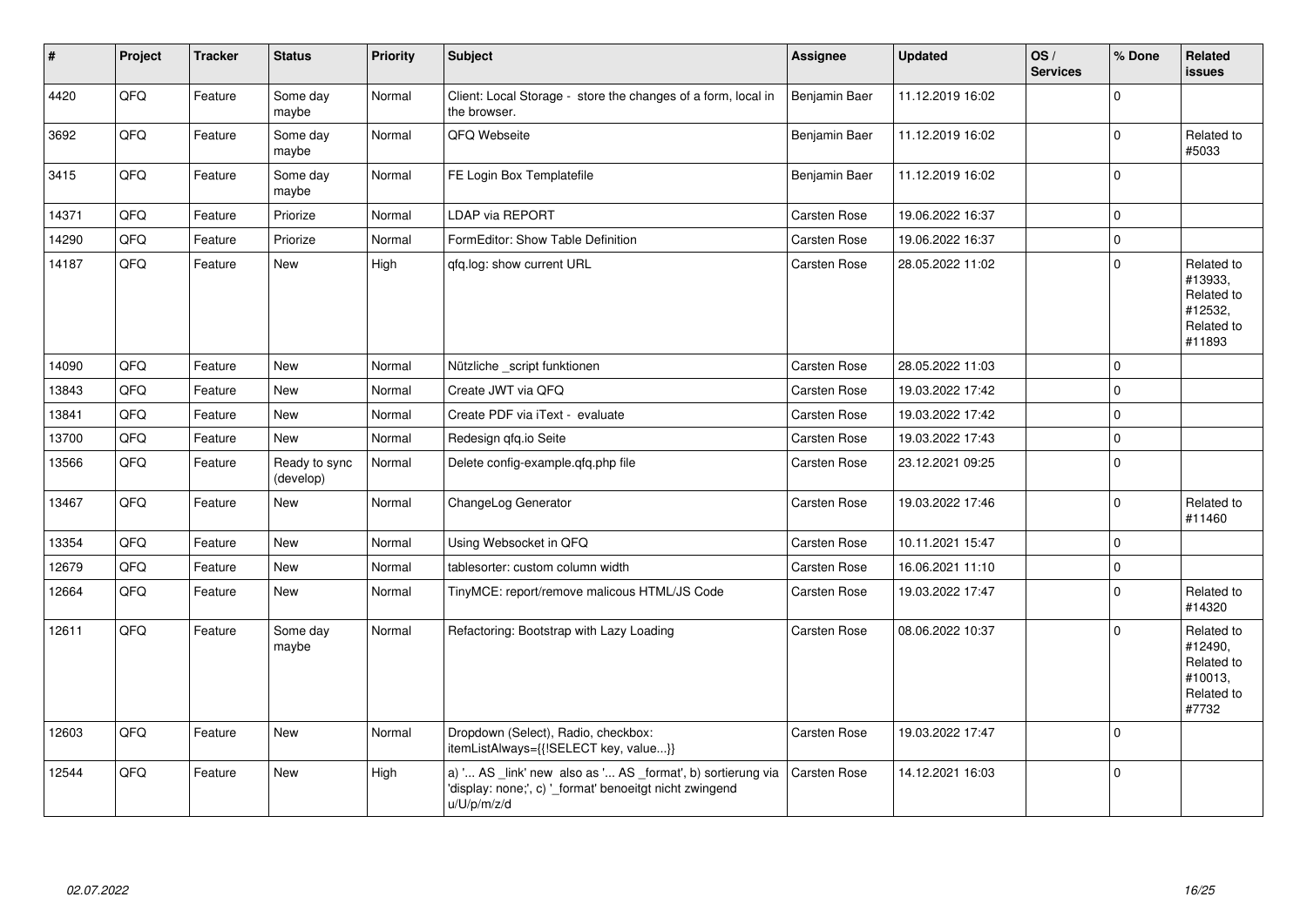| # | Project | Tracker | Status | Priority | Subject | Assignee | Updated | OS / Services | % Done | Related issues |
|---|---|---|---|---|---|---|---|---|---|---|
| 4420 | QFQ | Feature | Some day maybe | Normal | Client: Local Storage - store the changes of a form, local in the browser. | Benjamin Baer | 11.12.2019 16:02 | | 0 | |
| 3692 | QFQ | Feature | Some day maybe | Normal | QFQ Webseite | Benjamin Baer | 11.12.2019 16:02 | | 0 | Related to #5033 |
| 3415 | QFQ | Feature | Some day maybe | Normal | FE Login Box Templatefile | Benjamin Baer | 11.12.2019 16:02 | | 0 | |
| 14371 | QFQ | Feature | Priorize | Normal | LDAP via REPORT | Carsten Rose | 19.06.2022 16:37 | | 0 | |
| 14290 | QFQ | Feature | Priorize | Normal | FormEditor: Show Table Definition | Carsten Rose | 19.06.2022 16:37 | | 0 | |
| 14187 | QFQ | Feature | New | High | qfq.log: show current URL | Carsten Rose | 28.05.2022 11:02 | | 0 | Related to #13933, Related to #12532, Related to #11893 |
| 14090 | QFQ | Feature | New | Normal | Nützliche _script funktionen | Carsten Rose | 28.05.2022 11:03 | | 0 | |
| 13843 | QFQ | Feature | New | Normal | Create JWT via QFQ | Carsten Rose | 19.03.2022 17:42 | | 0 | |
| 13841 | QFQ | Feature | New | Normal | Create PDF via iText - evaluate | Carsten Rose | 19.03.2022 17:42 | | 0 | |
| 13700 | QFQ | Feature | New | Normal | Redesign qfq.io Seite | Carsten Rose | 19.03.2022 17:43 | | 0 | |
| 13566 | QFQ | Feature | Ready to sync (develop) | Normal | Delete config-example.qfq.php file | Carsten Rose | 23.12.2021 09:25 | | 0 | |
| 13467 | QFQ | Feature | New | Normal | ChangeLog Generator | Carsten Rose | 19.03.2022 17:46 | | 0 | Related to #11460 |
| 13354 | QFQ | Feature | New | Normal | Using Websocket in QFQ | Carsten Rose | 10.11.2021 15:47 | | 0 | |
| 12679 | QFQ | Feature | New | Normal | tablesorter: custom column width | Carsten Rose | 16.06.2021 11:10 | | 0 | |
| 12664 | QFQ | Feature | New | Normal | TinyMCE: report/remove malicous HTML/JS Code | Carsten Rose | 19.03.2022 17:47 | | 0 | Related to #14320 |
| 12611 | QFQ | Feature | Some day maybe | Normal | Refactoring: Bootstrap with Lazy Loading | Carsten Rose | 08.06.2022 10:37 | | 0 | Related to #12490, Related to #10013, Related to #7732 |
| 12603 | QFQ | Feature | New | Normal | Dropdown (Select), Radio, checkbox: itemListAlways={{!SELECT key, value...}} | Carsten Rose | 19.03.2022 17:47 | | 0 | |
| 12544 | QFQ | Feature | New | High | a) '... AS _link' new also as '... AS _format', b) sortierung via 'display: none;', c) '_format' benoeitgt nicht zwingend u/U/p/m/z/d | Carsten Rose | 14.12.2021 16:03 | | 0 | |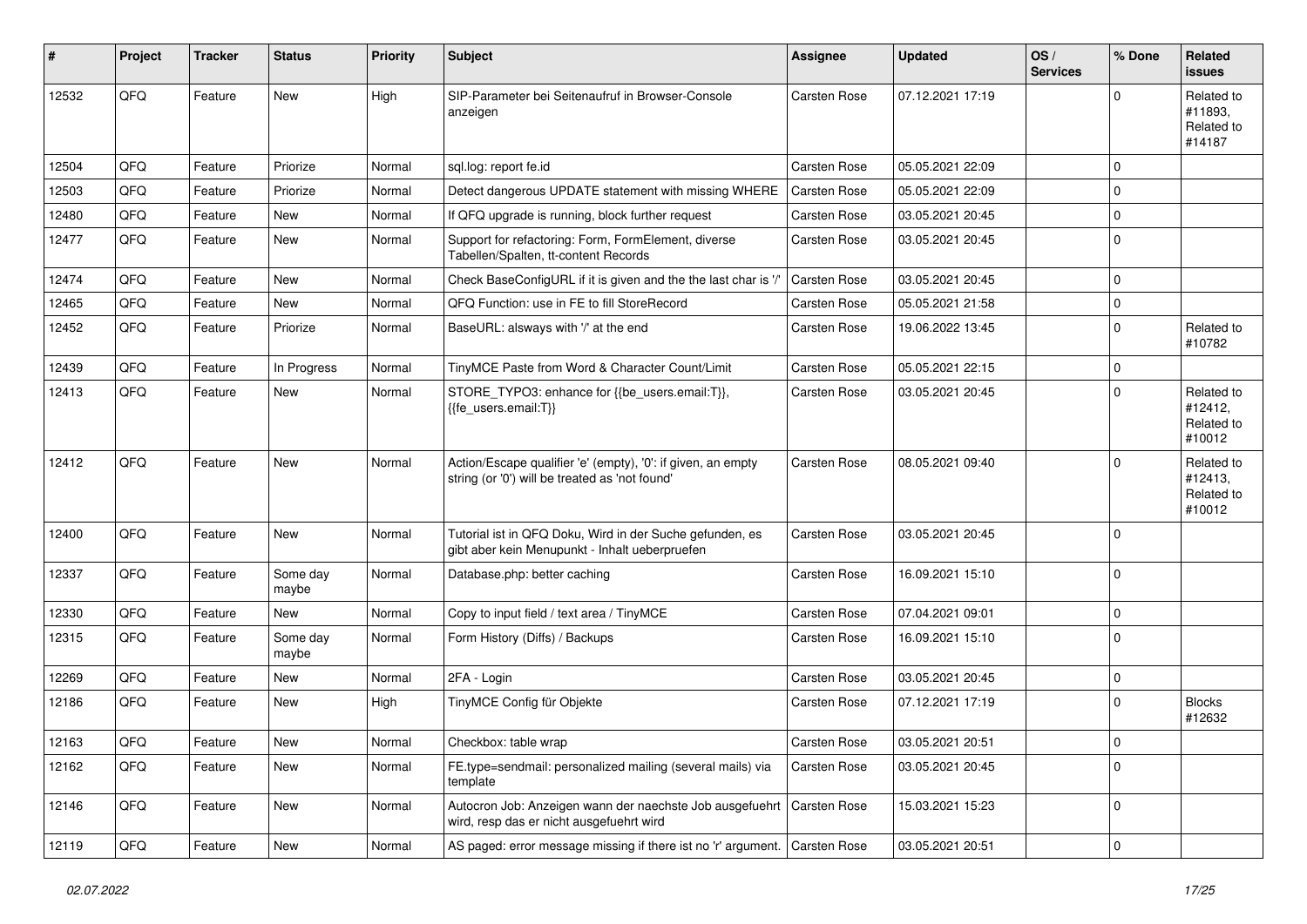| # | Project | Tracker | Status | Priority | Subject | Assignee | Updated | OS / Services | % Done | Related issues |
|---|---|---|---|---|---|---|---|---|---|---|
| 12532 | QFQ | Feature | New | High | SIP-Parameter bei Seitenaufruf in Browser-Console anzeigen | Carsten Rose | 07.12.2021 17:19 | | 0 | Related to #11893, Related to #14187 |
| 12504 | QFQ | Feature | Priorize | Normal | sql.log: report fe.id | Carsten Rose | 05.05.2021 22:09 | | 0 | |
| 12503 | QFQ | Feature | Priorize | Normal | Detect dangerous UPDATE statement with missing WHERE | Carsten Rose | 05.05.2021 22:09 | | 0 | |
| 12480 | QFQ | Feature | New | Normal | If QFQ upgrade is running, block further request | Carsten Rose | 03.05.2021 20:45 | | 0 | |
| 12477 | QFQ | Feature | New | Normal | Support for refactoring: Form, FormElement, diverse Tabellen/Spalten, tt-content Records | Carsten Rose | 03.05.2021 20:45 | | 0 | |
| 12474 | QFQ | Feature | New | Normal | Check BaseConfigURL if it is given and the the last char is '/' | Carsten Rose | 03.05.2021 20:45 | | 0 | |
| 12465 | QFQ | Feature | New | Normal | QFQ Function: use in FE to fill StoreRecord | Carsten Rose | 05.05.2021 21:58 | | 0 | |
| 12452 | QFQ | Feature | Priorize | Normal | BaseURL: alsways with '/' at the end | Carsten Rose | 19.06.2022 13:45 | | 0 | Related to #10782 |
| 12439 | QFQ | Feature | In Progress | Normal | TinyMCE Paste from Word & Character Count/Limit | Carsten Rose | 05.05.2021 22:15 | | 0 | |
| 12413 | QFQ | Feature | New | Normal | STORE_TYPO3: enhance for {{be_users.email:T}}, {{fe_users.email:T}} | Carsten Rose | 03.05.2021 20:45 | | 0 | Related to #12412, Related to #10012 |
| 12412 | QFQ | Feature | New | Normal | Action/Escape qualifier 'e' (empty), '0': if given, an empty string (or '0') will be treated as 'not found' | Carsten Rose | 08.05.2021 09:40 | | 0 | Related to #12413, Related to #10012 |
| 12400 | QFQ | Feature | New | Normal | Tutorial ist in QFQ Doku, Wird in der Suche gefunden, es gibt aber kein Menupunkt - Inhalt ueberpruefen | Carsten Rose | 03.05.2021 20:45 | | 0 | |
| 12337 | QFQ | Feature | Some day maybe | Normal | Database.php: better caching | Carsten Rose | 16.09.2021 15:10 | | 0 | |
| 12330 | QFQ | Feature | New | Normal | Copy to input field / text area / TinyMCE | Carsten Rose | 07.04.2021 09:01 | | 0 | |
| 12315 | QFQ | Feature | Some day maybe | Normal | Form History (Diffs) / Backups | Carsten Rose | 16.09.2021 15:10 | | 0 | |
| 12269 | QFQ | Feature | New | Normal | 2FA - Login | Carsten Rose | 03.05.2021 20:45 | | 0 | |
| 12186 | QFQ | Feature | New | High | TinyMCE Config für Objekte | Carsten Rose | 07.12.2021 17:19 | | 0 | Blocks #12632 |
| 12163 | QFQ | Feature | New | Normal | Checkbox: table wrap | Carsten Rose | 03.05.2021 20:51 | | 0 | |
| 12162 | QFQ | Feature | New | Normal | FE.type=sendmail: personalized mailing (several mails) via template | Carsten Rose | 03.05.2021 20:45 | | 0 | |
| 12146 | QFQ | Feature | New | Normal | Autocron Job: Anzeigen wann der naechste Job ausgefuehrt wird, resp das er nicht ausgefuehrt wird | Carsten Rose | 15.03.2021 15:23 | | 0 | |
| 12119 | QFQ | Feature | New | Normal | AS paged: error message missing if there ist no 'r' argument. | Carsten Rose | 03.05.2021 20:51 | | 0 | |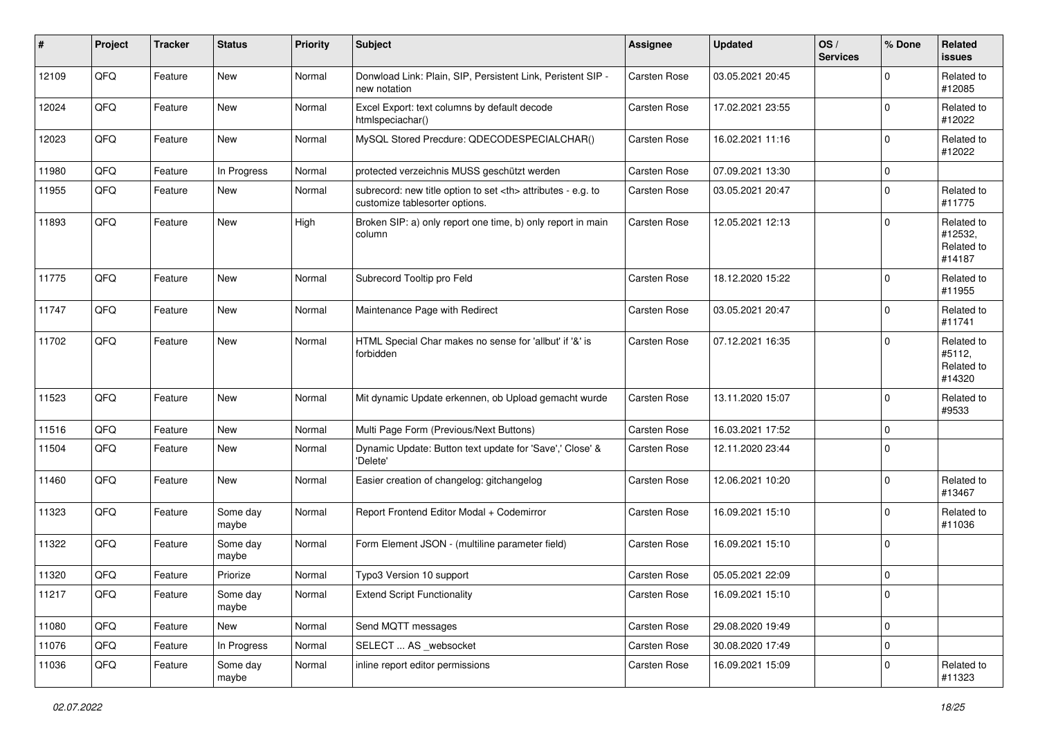| # | Project | Tracker | Status | Priority | Subject | Assignee | Updated | OS / Services | % Done | Related issues |
|---|---|---|---|---|---|---|---|---|---|---|
| 12109 | QFQ | Feature | New | Normal | Donwload Link: Plain, SIP, Persistent Link, Peristent SIP - new notation | Carsten Rose | 03.05.2021 20:45 | | 0 | Related to #12085 |
| 12024 | QFQ | Feature | New | Normal | Excel Export: text columns by default decode htmlspeciachar() | Carsten Rose | 17.02.2021 23:55 | | 0 | Related to #12022 |
| 12023 | QFQ | Feature | New | Normal | MySQL Stored Precdure: QDECODESPECIALCHAR() | Carsten Rose | 16.02.2021 11:16 | | 0 | Related to #12022 |
| 11980 | QFQ | Feature | In Progress | Normal | protected verzeichnis MUSS geschützt werden | Carsten Rose | 07.09.2021 13:30 | | 0 | |
| 11955 | QFQ | Feature | New | Normal | subrecord: new title option to set <th> attributes - e.g. to customize tablesorter options. | Carsten Rose | 03.05.2021 20:47 | | 0 | Related to #11775 |
| 11893 | QFQ | Feature | New | High | Broken SIP: a) only report one time, b) only report in main column | Carsten Rose | 12.05.2021 12:13 | | 0 | Related to #12532, Related to #14187 |
| 11775 | QFQ | Feature | New | Normal | Subrecord Tooltip pro Feld | Carsten Rose | 18.12.2020 15:22 | | 0 | Related to #11955 |
| 11747 | QFQ | Feature | New | Normal | Maintenance Page with Redirect | Carsten Rose | 03.05.2021 20:47 | | 0 | Related to #11741 |
| 11702 | QFQ | Feature | New | Normal | HTML Special Char makes no sense for 'allbut' if '&' is forbidden | Carsten Rose | 07.12.2021 16:35 | | 0 | Related to #5112, Related to #14320 |
| 11523 | QFQ | Feature | New | Normal | Mit dynamic Update erkennen, ob Upload gemacht wurde | Carsten Rose | 13.11.2020 15:07 | | 0 | Related to #9533 |
| 11516 | QFQ | Feature | New | Normal | Multi Page Form (Previous/Next Buttons) | Carsten Rose | 16.03.2021 17:52 | | 0 | |
| 11504 | QFQ | Feature | New | Normal | Dynamic Update: Button text update for 'Save',' Close' & 'Delete' | Carsten Rose | 12.11.2020 23:44 | | 0 | |
| 11460 | QFQ | Feature | New | Normal | Easier creation of changelog: gitchangelog | Carsten Rose | 12.06.2021 10:20 | | 0 | Related to #13467 |
| 11323 | QFQ | Feature | Some day maybe | Normal | Report Frontend Editor Modal + Codemirror | Carsten Rose | 16.09.2021 15:10 | | 0 | Related to #11036 |
| 11322 | QFQ | Feature | Some day maybe | Normal | Form Element JSON - (multiline parameter field) | Carsten Rose | 16.09.2021 15:10 | | 0 | |
| 11320 | QFQ | Feature | Priorize | Normal | Typo3 Version 10 support | Carsten Rose | 05.05.2021 22:09 | | 0 | |
| 11217 | QFQ | Feature | Some day maybe | Normal | Extend Script Functionality | Carsten Rose | 16.09.2021 15:10 | | 0 | |
| 11080 | QFQ | Feature | New | Normal | Send MQTT messages | Carsten Rose | 29.08.2020 19:49 | | 0 | |
| 11076 | QFQ | Feature | In Progress | Normal | SELECT ... AS _websocket | Carsten Rose | 30.08.2020 17:49 | | 0 | |
| 11036 | QFQ | Feature | Some day maybe | Normal | inline report editor permissions | Carsten Rose | 16.09.2021 15:09 | | 0 | Related to #11323 |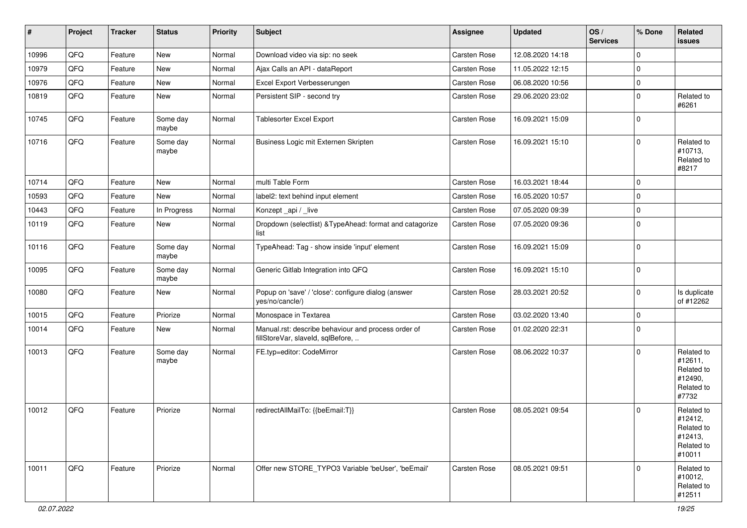| # | Project | Tracker | Status | Priority | Subject | Assignee | Updated | OS / Services | % Done | Related issues |
|---|---|---|---|---|---|---|---|---|---|---|
| 10996 | QFQ | Feature | New | Normal | Download video via sip: no seek | Carsten Rose | 12.08.2020 14:18 | | 0 | |
| 10979 | QFQ | Feature | New | Normal | Ajax Calls an API - dataReport | Carsten Rose | 11.05.2022 12:15 | | 0 | |
| 10976 | QFQ | Feature | New | Normal | Excel Export Verbesserungen | Carsten Rose | 06.08.2020 10:56 | | 0 | |
| 10819 | QFQ | Feature | New | Normal | Persistent SIP - second try | Carsten Rose | 29.06.2020 23:02 | | 0 | Related to #6261 |
| 10745 | QFQ | Feature | Some day maybe | Normal | Tablesorter Excel Export | Carsten Rose | 16.09.2021 15:09 | | 0 | |
| 10716 | QFQ | Feature | Some day maybe | Normal | Business Logic mit Externen Skripten | Carsten Rose | 16.09.2021 15:10 | | 0 | Related to #10713, Related to #8217 |
| 10714 | QFQ | Feature | New | Normal | multi Table Form | Carsten Rose | 16.03.2021 18:44 | | 0 | |
| 10593 | QFQ | Feature | New | Normal | label2: text behind input element | Carsten Rose | 16.05.2020 10:57 | | 0 | |
| 10443 | QFQ | Feature | In Progress | Normal | Konzept _api / _live | Carsten Rose | 07.05.2020 09:39 | | 0 | |
| 10119 | QFQ | Feature | New | Normal | Dropdown (selectlist) &TypeAhead: format and catagorize list | Carsten Rose | 07.05.2020 09:36 | | 0 | |
| 10116 | QFQ | Feature | Some day maybe | Normal | TypeAhead: Tag - show inside 'input' element | Carsten Rose | 16.09.2021 15:09 | | 0 | |
| 10095 | QFQ | Feature | Some day maybe | Normal | Generic Gitlab Integration into QFQ | Carsten Rose | 16.09.2021 15:10 | | 0 | |
| 10080 | QFQ | Feature | New | Normal | Popup on 'save' / 'close': configure dialog (answer yes/no/cancle/) | Carsten Rose | 28.03.2021 20:52 | | 0 | Is duplicate of #12262 |
| 10015 | QFQ | Feature | Priorize | Normal | Monospace in Textarea | Carsten Rose | 03.02.2020 13:40 | | 0 | |
| 10014 | QFQ | Feature | New | Normal | Manual.rst: describe behaviour and process order of fillStoreVar, slaveId, sqlBefore, .. | Carsten Rose | 01.02.2020 22:31 | | 0 | |
| 10013 | QFQ | Feature | Some day maybe | Normal | FE.typ=editor: CodeMirror | Carsten Rose | 08.06.2022 10:37 | | 0 | Related to #12611, Related to #12490, Related to #7732 |
| 10012 | QFQ | Feature | Priorize | Normal | redirectAllMailTo: {{beEmail:T}} | Carsten Rose | 08.05.2021 09:54 | | 0 | Related to #12412, Related to #12413, Related to #10011 |
| 10011 | QFQ | Feature | Priorize | Normal | Offer new STORE_TYPO3 Variable 'beUser', 'beEmail' | Carsten Rose | 08.05.2021 09:51 | | 0 | Related to #10012, Related to #12511 |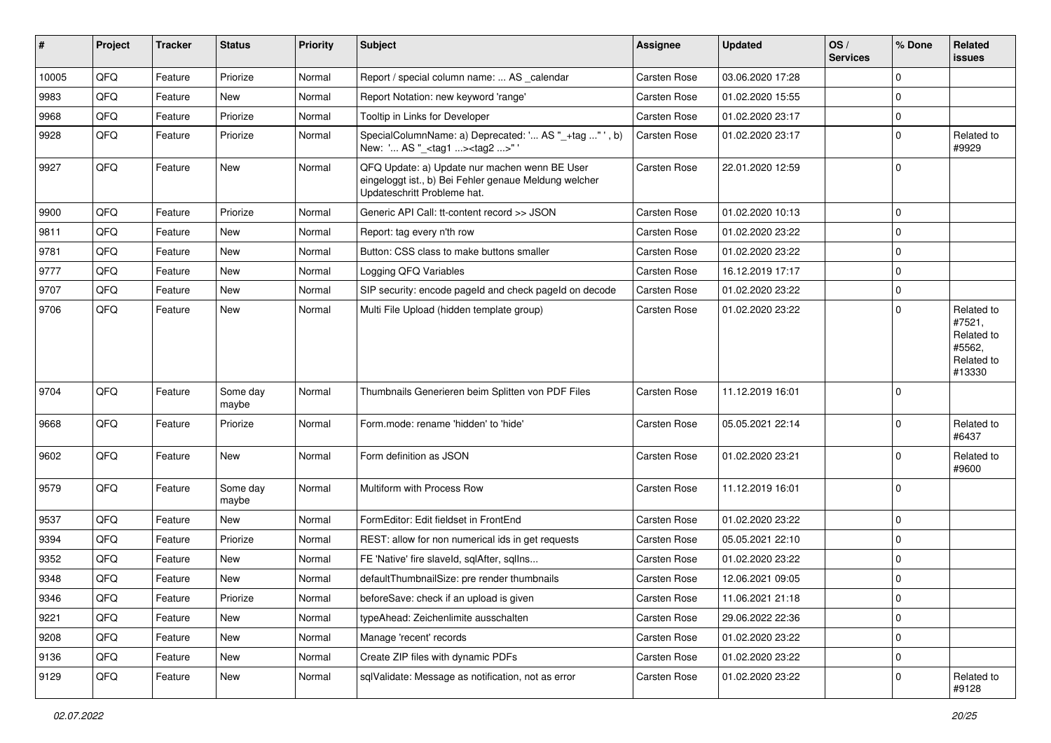| # | Project | Tracker | Status | Priority | Subject | Assignee | Updated | OS / Services | % Done | Related issues |
|---|---|---|---|---|---|---|---|---|---|---|
| 10005 | QFQ | Feature | Priorize | Normal | Report / special column name: ... AS _calendar | Carsten Rose | 03.06.2020 17:28 | | 0 | |
| 9983 | QFQ | Feature | New | Normal | Report Notation: new keyword 'range' | Carsten Rose | 01.02.2020 15:55 | | 0 | |
| 9968 | QFQ | Feature | Priorize | Normal | Tooltip in Links for Developer | Carsten Rose | 01.02.2020 23:17 | | 0 | |
| 9928 | QFQ | Feature | Priorize | Normal | SpecialColumnName: a) Deprecated: '... AS "_+tag ..." ', b) New: '... AS "_<tag1 ...><tag2 ...>" ' | Carsten Rose | 01.02.2020 23:17 | | 0 | Related to #9929 |
| 9927 | QFQ | Feature | New | Normal | QFQ Update: a) Update nur machen wenn BE User eingeloggt ist., b) Bei Fehler genaue Meldung welcher Updateschritt Probleme hat. | Carsten Rose | 22.01.2020 12:59 | | 0 | |
| 9900 | QFQ | Feature | Priorize | Normal | Generic API Call: tt-content record >> JSON | Carsten Rose | 01.02.2020 10:13 | | 0 | |
| 9811 | QFQ | Feature | New | Normal | Report: tag every n'th row | Carsten Rose | 01.02.2020 23:22 | | 0 | |
| 9781 | QFQ | Feature | New | Normal | Button: CSS class to make buttons smaller | Carsten Rose | 01.02.2020 23:22 | | 0 | |
| 9777 | QFQ | Feature | New | Normal | Logging QFQ Variables | Carsten Rose | 16.12.2019 17:17 | | 0 | |
| 9707 | QFQ | Feature | New | Normal | SIP security: encode pageId and check pageId on decode | Carsten Rose | 01.02.2020 23:22 | | 0 | |
| 9706 | QFQ | Feature | New | Normal | Multi File Upload (hidden template group) | Carsten Rose | 01.02.2020 23:22 | | 0 | Related to #7521, Related to #5562, Related to #13330 |
| 9704 | QFQ | Feature | Some day maybe | Normal | Thumbnails Generieren beim Splitten von PDF Files | Carsten Rose | 11.12.2019 16:01 | | 0 | |
| 9668 | QFQ | Feature | Priorize | Normal | Form.mode: rename 'hidden' to 'hide' | Carsten Rose | 05.05.2021 22:14 | | 0 | Related to #6437 |
| 9602 | QFQ | Feature | New | Normal | Form definition as JSON | Carsten Rose | 01.02.2020 23:21 | | 0 | Related to #9600 |
| 9579 | QFQ | Feature | Some day maybe | Normal | Multiform with Process Row | Carsten Rose | 11.12.2019 16:01 | | 0 | |
| 9537 | QFQ | Feature | New | Normal | FormEditor: Edit fieldset in FrontEnd | Carsten Rose | 01.02.2020 23:22 | | 0 | |
| 9394 | QFQ | Feature | Priorize | Normal | REST: allow for non numerical ids in get requests | Carsten Rose | 05.05.2021 22:10 | | 0 | |
| 9352 | QFQ | Feature | New | Normal | FE 'Native' fire slaveId, sqlAfter, sqlIns... | Carsten Rose | 01.02.2020 23:22 | | 0 | |
| 9348 | QFQ | Feature | New | Normal | defaultThumbnailSize: pre render thumbnails | Carsten Rose | 12.06.2021 09:05 | | 0 | |
| 9346 | QFQ | Feature | Priorize | Normal | beforeSave: check if an upload is given | Carsten Rose | 11.06.2021 21:18 | | 0 | |
| 9221 | QFQ | Feature | New | Normal | typeAhead: Zeichenlimite ausschalten | Carsten Rose | 29.06.2022 22:36 | | 0 | |
| 9208 | QFQ | Feature | New | Normal | Manage 'recent' records | Carsten Rose | 01.02.2020 23:22 | | 0 | |
| 9136 | QFQ | Feature | New | Normal | Create ZIP files with dynamic PDFs | Carsten Rose | 01.02.2020 23:22 | | 0 | |
| 9129 | QFQ | Feature | New | Normal | sqlValidate: Message as notification, not as error | Carsten Rose | 01.02.2020 23:22 | | 0 | Related to #9128 |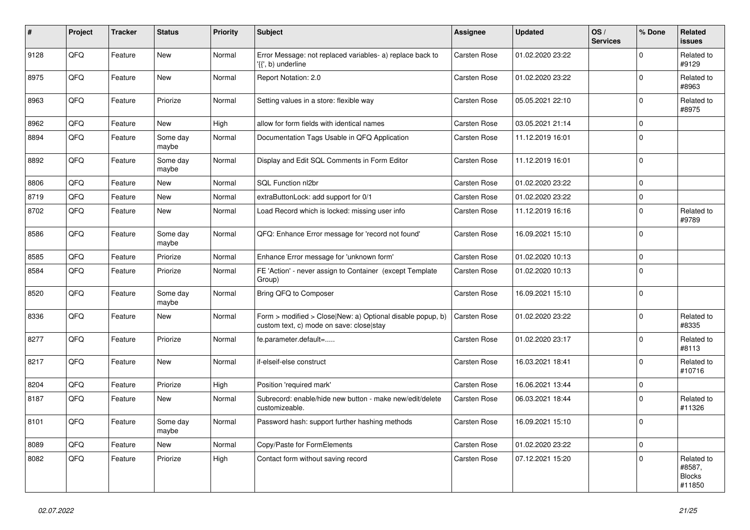| # | Project | Tracker | Status | Priority | Subject | Assignee | Updated | OS / Services | % Done | Related issues |
|---|---|---|---|---|---|---|---|---|---|---|
| 9128 | QFQ | Feature | New | Normal | Error Message: not replaced variables- a) replace back to '{{', b) underline | Carsten Rose | 01.02.2020 23:22 | | 0 | Related to #9129 |
| 8975 | QFQ | Feature | New | Normal | Report Notation: 2.0 | Carsten Rose | 01.02.2020 23:22 | | 0 | Related to #8963 |
| 8963 | QFQ | Feature | Priorize | Normal | Setting values in a store: flexible way | Carsten Rose | 05.05.2021 22:10 | | 0 | Related to #8975 |
| 8962 | QFQ | Feature | New | High | allow for form fields with identical names | Carsten Rose | 03.05.2021 21:14 | | 0 | |
| 8894 | QFQ | Feature | Some day maybe | Normal | Documentation Tags Usable in QFQ Application | Carsten Rose | 11.12.2019 16:01 | | 0 | |
| 8892 | QFQ | Feature | Some day maybe | Normal | Display and Edit SQL Comments in Form Editor | Carsten Rose | 11.12.2019 16:01 | | 0 | |
| 8806 | QFQ | Feature | New | Normal | SQL Function nl2br | Carsten Rose | 01.02.2020 23:22 | | 0 | |
| 8719 | QFQ | Feature | New | Normal | extraButtonLock: add support for 0/1 | Carsten Rose | 01.02.2020 23:22 | | 0 | |
| 8702 | QFQ | Feature | New | Normal | Load Record which is locked: missing user info | Carsten Rose | 11.12.2019 16:16 | | 0 | Related to #9789 |
| 8586 | QFQ | Feature | Some day maybe | Normal | QFQ: Enhance Error message for 'record not found' | Carsten Rose | 16.09.2021 15:10 | | 0 | |
| 8585 | QFQ | Feature | Priorize | Normal | Enhance Error message for 'unknown form' | Carsten Rose | 01.02.2020 10:13 | | 0 | |
| 8584 | QFQ | Feature | Priorize | Normal | FE 'Action' - never assign to Container (except Template Group) | Carsten Rose | 01.02.2020 10:13 | | 0 | |
| 8520 | QFQ | Feature | Some day maybe | Normal | Bring QFQ to Composer | Carsten Rose | 16.09.2021 15:10 | | 0 | |
| 8336 | QFQ | Feature | New | Normal | Form > modified > Close\|New: a) Optional disable popup, b) custom text, c) mode on save: close\|stay | Carsten Rose | 01.02.2020 23:22 | | 0 | Related to #8335 |
| 8277 | QFQ | Feature | Priorize | Normal | fe.parameter.default=..... | Carsten Rose | 01.02.2020 23:17 | | 0 | Related to #8113 |
| 8217 | QFQ | Feature | New | Normal | if-elseif-else construct | Carsten Rose | 16.03.2021 18:41 | | 0 | Related to #10716 |
| 8204 | QFQ | Feature | Priorize | High | Position 'required mark' | Carsten Rose | 16.06.2021 13:44 | | 0 | |
| 8187 | QFQ | Feature | New | Normal | Subrecord: enable/hide new button - make new/edit/delete customizeable. | Carsten Rose | 06.03.2021 18:44 | | 0 | Related to #11326 |
| 8101 | QFQ | Feature | Some day maybe | Normal | Password hash: support further hashing methods | Carsten Rose | 16.09.2021 15:10 | | 0 | |
| 8089 | QFQ | Feature | New | Normal | Copy/Paste for FormElements | Carsten Rose | 01.02.2020 23:22 | | 0 | |
| 8082 | QFQ | Feature | Priorize | High | Contact form without saving record | Carsten Rose | 07.12.2021 15:20 | | 0 | Related to #8587, Blocks #11850 |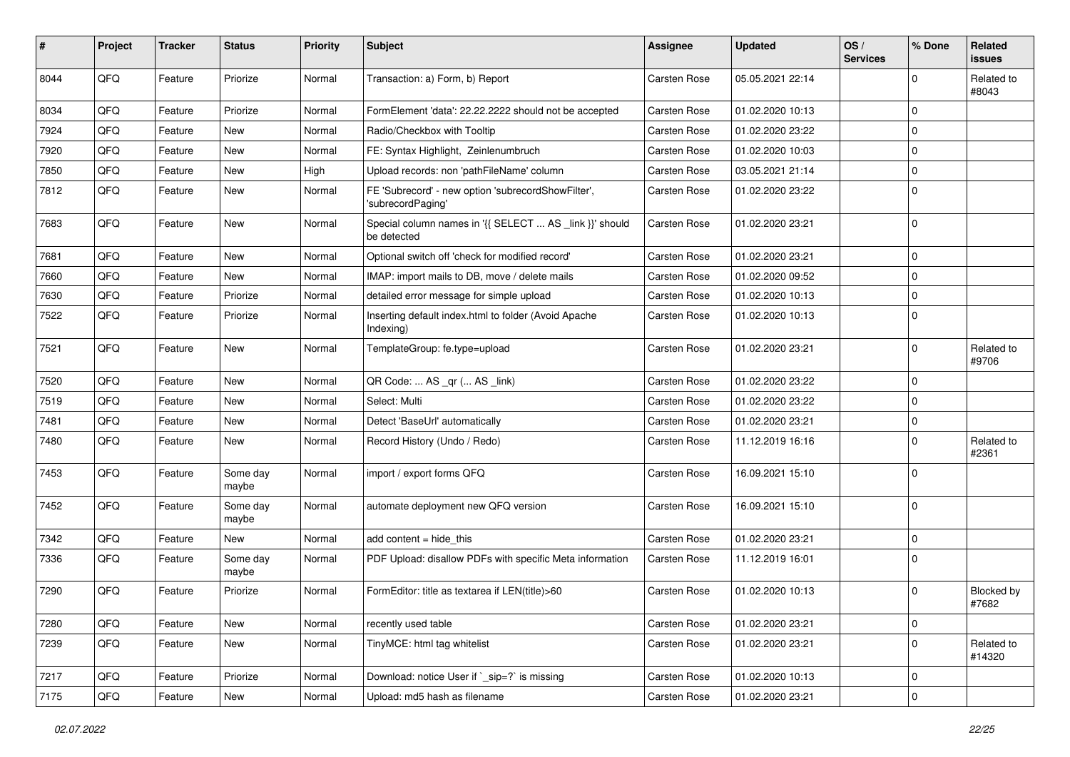| # | Project | Tracker | Status | Priority | Subject | Assignee | Updated | OS / Services | % Done | Related issues |
|---|---|---|---|---|---|---|---|---|---|---|
| 8044 | QFQ | Feature | Priorize | Normal | Transaction: a) Form, b) Report | Carsten Rose | 05.05.2021 22:14 | | 0 | Related to #8043 |
| 8034 | QFQ | Feature | Priorize | Normal | FormElement 'data': 22.22.2222 should not be accepted | Carsten Rose | 01.02.2020 10:13 | | 0 | |
| 7924 | QFQ | Feature | New | Normal | Radio/Checkbox with Tooltip | Carsten Rose | 01.02.2020 23:22 | | 0 | |
| 7920 | QFQ | Feature | New | Normal | FE: Syntax Highlight, Zeinlenumbruch | Carsten Rose | 01.02.2020 10:03 | | 0 | |
| 7850 | QFQ | Feature | New | High | Upload records: non 'pathFileName' column | Carsten Rose | 03.05.2021 21:14 | | 0 | |
| 7812 | QFQ | Feature | New | Normal | FE 'Subrecord' - new option 'subrecordShowFilter', 'subrecordPaging' | Carsten Rose | 01.02.2020 23:22 | | 0 | |
| 7683 | QFQ | Feature | New | Normal | Special column names in '{{ SELECT ... AS _link }}' should be detected | Carsten Rose | 01.02.2020 23:21 | | 0 | |
| 7681 | QFQ | Feature | New | Normal | Optional switch off 'check for modified record' | Carsten Rose | 01.02.2020 23:21 | | 0 | |
| 7660 | QFQ | Feature | New | Normal | IMAP: import mails to DB, move / delete mails | Carsten Rose | 01.02.2020 09:52 | | 0 | |
| 7630 | QFQ | Feature | Priorize | Normal | detailed error message for simple upload | Carsten Rose | 01.02.2020 10:13 | | 0 | |
| 7522 | QFQ | Feature | Priorize | Normal | Inserting default index.html to folder (Avoid Apache Indexing) | Carsten Rose | 01.02.2020 10:13 | | 0 | |
| 7521 | QFQ | Feature | New | Normal | TemplateGroup: fe.type=upload | Carsten Rose | 01.02.2020 23:21 | | 0 | Related to #9706 |
| 7520 | QFQ | Feature | New | Normal | QR Code: ... AS _qr ( ... AS _link) | Carsten Rose | 01.02.2020 23:22 | | 0 | |
| 7519 | QFQ | Feature | New | Normal | Select: Multi | Carsten Rose | 01.02.2020 23:22 | | 0 | |
| 7481 | QFQ | Feature | New | Normal | Detect 'BaseUrl' automatically | Carsten Rose | 01.02.2020 23:21 | | 0 | |
| 7480 | QFQ | Feature | New | Normal | Record History (Undo / Redo) | Carsten Rose | 11.12.2019 16:16 | | 0 | Related to #2361 |
| 7453 | QFQ | Feature | Some day maybe | Normal | import / export forms QFQ | Carsten Rose | 16.09.2021 15:10 | | 0 | |
| 7452 | QFQ | Feature | Some day maybe | Normal | automate deployment new QFQ version | Carsten Rose | 16.09.2021 15:10 | | 0 | |
| 7342 | QFQ | Feature | New | Normal | add content = hide_this | Carsten Rose | 01.02.2020 23:21 | | 0 | |
| 7336 | QFQ | Feature | Some day maybe | Normal | PDF Upload: disallow PDFs with specific Meta information | Carsten Rose | 11.12.2019 16:01 | | 0 | |
| 7290 | QFQ | Feature | Priorize | Normal | FormEditor: title as textarea if LEN(title)>60 | Carsten Rose | 01.02.2020 10:13 | | 0 | Blocked by #7682 |
| 7280 | QFQ | Feature | New | Normal | recently used table | Carsten Rose | 01.02.2020 23:21 | | 0 | |
| 7239 | QFQ | Feature | New | Normal | TinyMCE: html tag whitelist | Carsten Rose | 01.02.2020 23:21 | | 0 | Related to #14320 |
| 7217 | QFQ | Feature | Priorize | Normal | Download: notice User if `_sip=?` is missing | Carsten Rose | 01.02.2020 10:13 | | 0 | |
| 7175 | QFQ | Feature | New | Normal | Upload: md5 hash as filename | Carsten Rose | 01.02.2020 23:21 | | 0 | |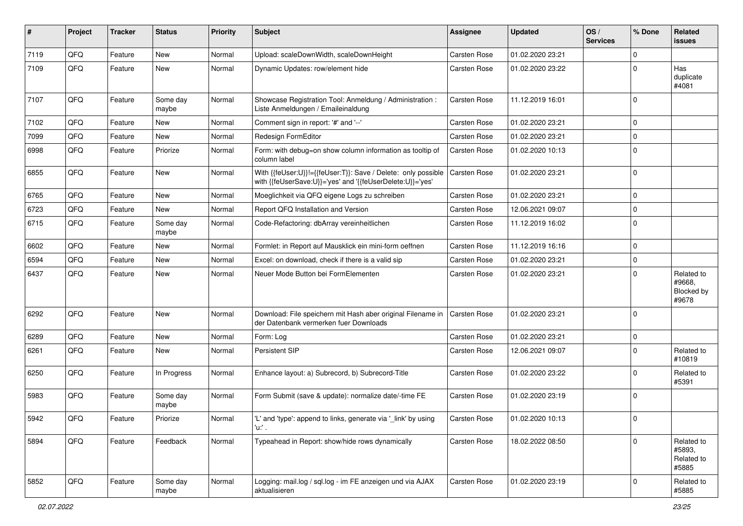| # | Project | Tracker | Status | Priority | Subject | Assignee | Updated | OS / Services | % Done | Related issues |
|---|---|---|---|---|---|---|---|---|---|---|
| 7119 | QFQ | Feature | New | Normal | Upload: scaleDownWidth, scaleDownHeight | Carsten Rose | 01.02.2020 23:21 | | 0 | |
| 7109 | QFQ | Feature | New | Normal | Dynamic Updates: row/element hide | Carsten Rose | 01.02.2020 23:22 | | 0 | Has duplicate #4081 |
| 7107 | QFQ | Feature | Some day maybe | Normal | Showcase Registration Tool: Anmeldung / Administration : Liste Anmeldungen / Emaileinaldung | Carsten Rose | 11.12.2019 16:01 | | 0 | |
| 7102 | QFQ | Feature | New | Normal | Comment sign in report: '#' and '--' | Carsten Rose | 01.02.2020 23:21 | | 0 | |
| 7099 | QFQ | Feature | New | Normal | Redesign FormEditor | Carsten Rose | 01.02.2020 23:21 | | 0 | |
| 6998 | QFQ | Feature | Priorize | Normal | Form: with debug=on show column information as tooltip of column label | Carsten Rose | 01.02.2020 10:13 | | 0 | |
| 6855 | QFQ | Feature | New | Normal | With {{feUser:U}}!={{feUser:T}}: Save / Delete: only possible with {{feUserSave:U}}='yes' and '{{feUserDelete:U}}='yes' | Carsten Rose | 01.02.2020 23:21 | | 0 | |
| 6765 | QFQ | Feature | New | Normal | Moeglichkeit via QFQ eigene Logs zu schreiben | Carsten Rose | 01.02.2020 23:21 | | 0 | |
| 6723 | QFQ | Feature | New | Normal | Report QFQ Installation and Version | Carsten Rose | 12.06.2021 09:07 | | 0 | |
| 6715 | QFQ | Feature | Some day maybe | Normal | Code-Refactoring: dbArray vereinheitlichen | Carsten Rose | 11.12.2019 16:02 | | 0 | |
| 6602 | QFQ | Feature | New | Normal | Formlet: in Report auf Mausklick ein mini-form oeffnen | Carsten Rose | 11.12.2019 16:16 | | 0 | |
| 6594 | QFQ | Feature | New | Normal | Excel: on download, check if there is a valid sip | Carsten Rose | 01.02.2020 23:21 | | 0 | |
| 6437 | QFQ | Feature | New | Normal | Neuer Mode Button bei FormElementen | Carsten Rose | 01.02.2020 23:21 | | 0 | Related to #9668, Blocked by #9678 |
| 6292 | QFQ | Feature | New | Normal | Download: File speichern mit Hash aber original Filename in der Datenbank vermerken fuer Downloads | Carsten Rose | 01.02.2020 23:21 | | 0 | |
| 6289 | QFQ | Feature | New | Normal | Form: Log | Carsten Rose | 01.02.2020 23:21 | | 0 | |
| 6261 | QFQ | Feature | New | Normal | Persistent SIP | Carsten Rose | 12.06.2021 09:07 | | 0 | Related to #10819 |
| 6250 | QFQ | Feature | In Progress | Normal | Enhance layout: a) Subrecord, b) Subrecord-Title | Carsten Rose | 01.02.2020 23:22 | | 0 | Related to #5391 |
| 5983 | QFQ | Feature | Some day maybe | Normal | Form Submit (save & update): normalize date/-time FE | Carsten Rose | 01.02.2020 23:19 | | 0 | |
| 5942 | QFQ | Feature | Priorize | Normal | 'L' and 'type': append to links, generate via '_link' by using 'u:' . | Carsten Rose | 01.02.2020 10:13 | | 0 | |
| 5894 | QFQ | Feature | Feedback | Normal | Typeahead in Report: show/hide rows dynamically | Carsten Rose | 18.02.2022 08:50 | | 0 | Related to #5893, Related to #5885 |
| 5852 | QFQ | Feature | Some day maybe | Normal | Logging: mail.log / sql.log - im FE anzeigen und via AJAX aktualisieren | Carsten Rose | 01.02.2020 23:19 | | 0 | Related to #5885 |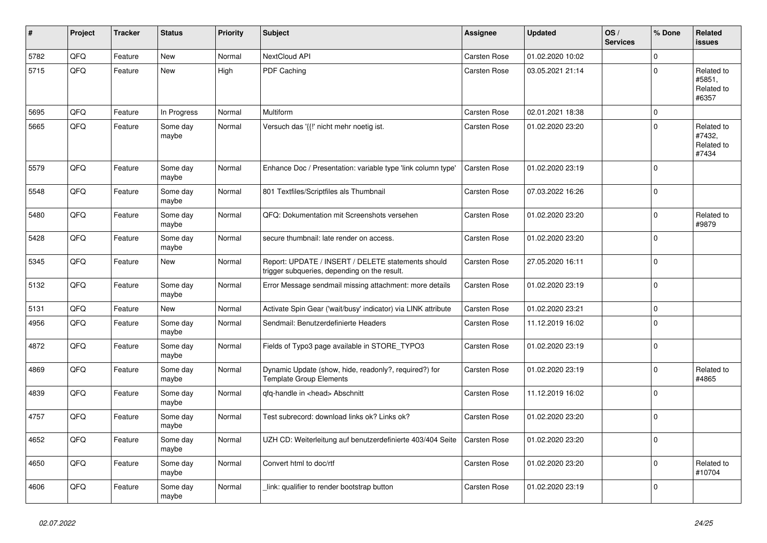| # | Project | Tracker | Status | Priority | Subject | Assignee | Updated | OS / Services | % Done | Related issues |
|---|---|---|---|---|---|---|---|---|---|---|
| 5782 | QFQ | Feature | New | Normal | NextCloud API | Carsten Rose | 01.02.2020 10:02 | | 0 | |
| 5715 | QFQ | Feature | New | High | PDF Caching | Carsten Rose | 03.05.2021 21:14 | | 0 | Related to #5851, Related to #6357 |
| 5695 | QFQ | Feature | In Progress | Normal | Multiform | Carsten Rose | 02.01.2021 18:38 | | 0 | |
| 5665 | QFQ | Feature | Some day maybe | Normal | Versuch das '{{!' nicht mehr noetig ist. | Carsten Rose | 01.02.2020 23:20 | | 0 | Related to #7432, Related to #7434 |
| 5579 | QFQ | Feature | Some day maybe | Normal | Enhance Doc / Presentation: variable type 'link column type' | Carsten Rose | 01.02.2020 23:19 | | 0 | |
| 5548 | QFQ | Feature | Some day maybe | Normal | 801 Textfiles/Scriptfiles als Thumbnail | Carsten Rose | 07.03.2022 16:26 | | 0 | |
| 5480 | QFQ | Feature | Some day maybe | Normal | QFQ: Dokumentation mit Screenshots versehen | Carsten Rose | 01.02.2020 23:20 | | 0 | Related to #9879 |
| 5428 | QFQ | Feature | Some day maybe | Normal | secure thumbnail: late render on access. | Carsten Rose | 01.02.2020 23:20 | | 0 | |
| 5345 | QFQ | Feature | New | Normal | Report: UPDATE / INSERT / DELETE statements should trigger subqueries, depending on the result. | Carsten Rose | 27.05.2020 16:11 | | 0 | |
| 5132 | QFQ | Feature | Some day maybe | Normal | Error Message sendmail missing attachment: more details | Carsten Rose | 01.02.2020 23:19 | | 0 | |
| 5131 | QFQ | Feature | New | Normal | Activate Spin Gear ('wait/busy' indicator) via LINK attribute | Carsten Rose | 01.02.2020 23:21 | | 0 | |
| 4956 | QFQ | Feature | Some day maybe | Normal | Sendmail: Benutzerdefinierte Headers | Carsten Rose | 11.12.2019 16:02 | | 0 | |
| 4872 | QFQ | Feature | Some day maybe | Normal | Fields of Typo3 page available in STORE_TYPO3 | Carsten Rose | 01.02.2020 23:19 | | 0 | |
| 4869 | QFQ | Feature | Some day maybe | Normal | Dynamic Update (show, hide, readonly?, required?) for Template Group Elements | Carsten Rose | 01.02.2020 23:19 | | 0 | Related to #4865 |
| 4839 | QFQ | Feature | Some day maybe | Normal | qfq-handle in <head> Abschnitt | Carsten Rose | 11.12.2019 16:02 | | 0 | |
| 4757 | QFQ | Feature | Some day maybe | Normal | Test subrecord: download links ok? Links ok? | Carsten Rose | 01.02.2020 23:20 | | 0 | |
| 4652 | QFQ | Feature | Some day maybe | Normal | UZH CD: Weiterleitung auf benutzerdefinierte 403/404 Seite | Carsten Rose | 01.02.2020 23:20 | | 0 | |
| 4650 | QFQ | Feature | Some day maybe | Normal | Convert html to doc/rtf | Carsten Rose | 01.02.2020 23:20 | | 0 | Related to #10704 |
| 4606 | QFQ | Feature | Some day maybe | Normal | _link: qualifier to render bootstrap button | Carsten Rose | 01.02.2020 23:19 | | 0 | |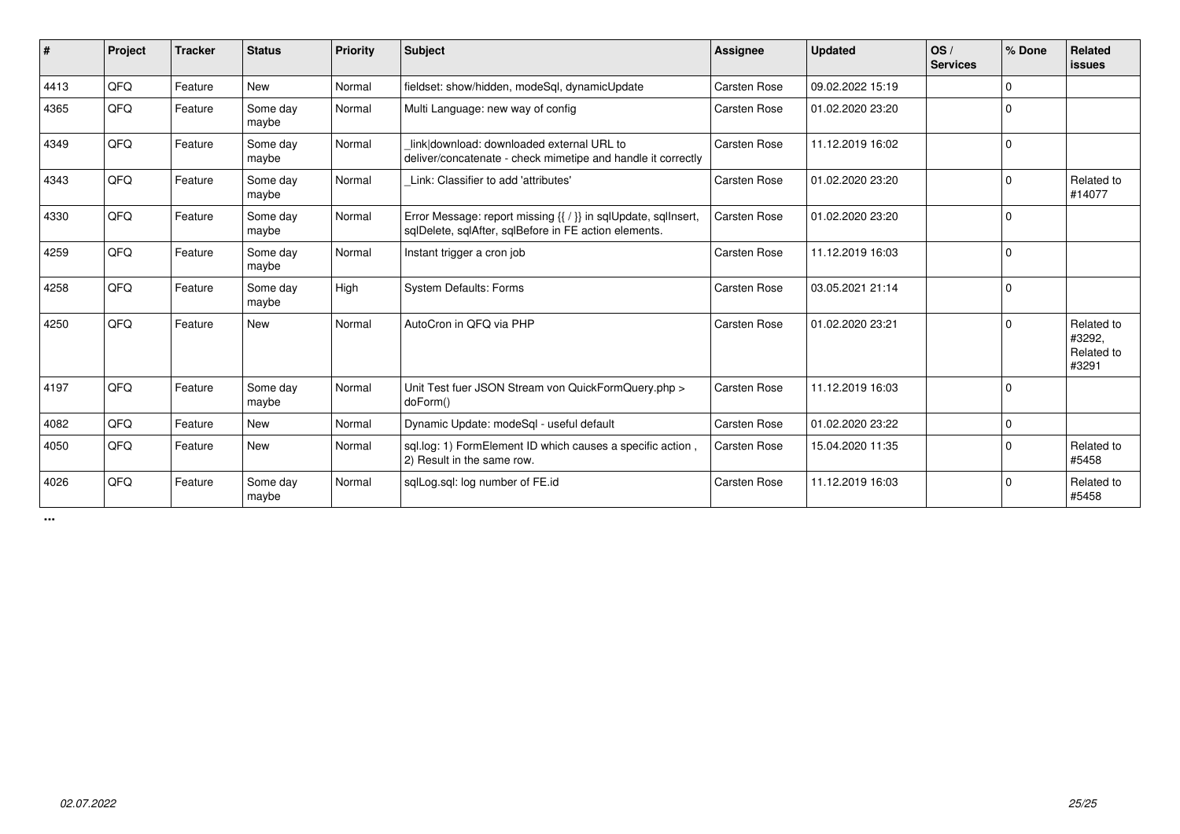| # | Project | Tracker | Status | Priority | Subject | Assignee | Updated | OS / Services | % Done | Related issues |
|---|---|---|---|---|---|---|---|---|---|---|
| 4413 | QFQ | Feature | New | Normal | fieldset: show/hidden, modeSql, dynamicUpdate | Carsten Rose | 09.02.2022 15:19 | | 0 | |
| 4365 | QFQ | Feature | Some day maybe | Normal | Multi Language: new way of config | Carsten Rose | 01.02.2020 23:20 | | 0 | |
| 4349 | QFQ | Feature | Some day maybe | Normal | _link\|download: downloaded external URL to deliver/concatenate - check mimetipe and handle it correctly | Carsten Rose | 11.12.2019 16:02 | | 0 | |
| 4343 | QFQ | Feature | Some day maybe | Normal | _Link: Classifier to add 'attributes' | Carsten Rose | 01.02.2020 23:20 | | 0 | Related to #14077 |
| 4330 | QFQ | Feature | Some day maybe | Normal | Error Message: report missing {{ / }} in sqlUpdate, sqlInsert, sqlDelete, sqlAfter, sqlBefore in FE action elements. | Carsten Rose | 01.02.2020 23:20 | | 0 | |
| 4259 | QFQ | Feature | Some day maybe | Normal | Instant trigger a cron job | Carsten Rose | 11.12.2019 16:03 | | 0 | |
| 4258 | QFQ | Feature | Some day maybe | High | System Defaults: Forms | Carsten Rose | 03.05.2021 21:14 | | 0 | |
| 4250 | QFQ | Feature | New | Normal | AutoCron in QFQ via PHP | Carsten Rose | 01.02.2020 23:21 | | 0 | Related to #3292, Related to #3291 |
| 4197 | QFQ | Feature | Some day maybe | Normal | Unit Test fuer JSON Stream von QuickFormQuery.php > doForm() | Carsten Rose | 11.12.2019 16:03 | | 0 | |
| 4082 | QFQ | Feature | New | Normal | Dynamic Update: modeSql - useful default | Carsten Rose | 01.02.2020 23:22 | | 0 | |
| 4050 | QFQ | Feature | New | Normal | sql.log: 1) FormElement ID which causes a specific action , 2) Result in the same row. | Carsten Rose | 15.04.2020 11:35 | | 0 | Related to #5458 |
| 4026 | QFQ | Feature | Some day maybe | Normal | sqlLog.sql: log number of FE.id | Carsten Rose | 11.12.2019 16:03 | | 0 | Related to #5458 |

...